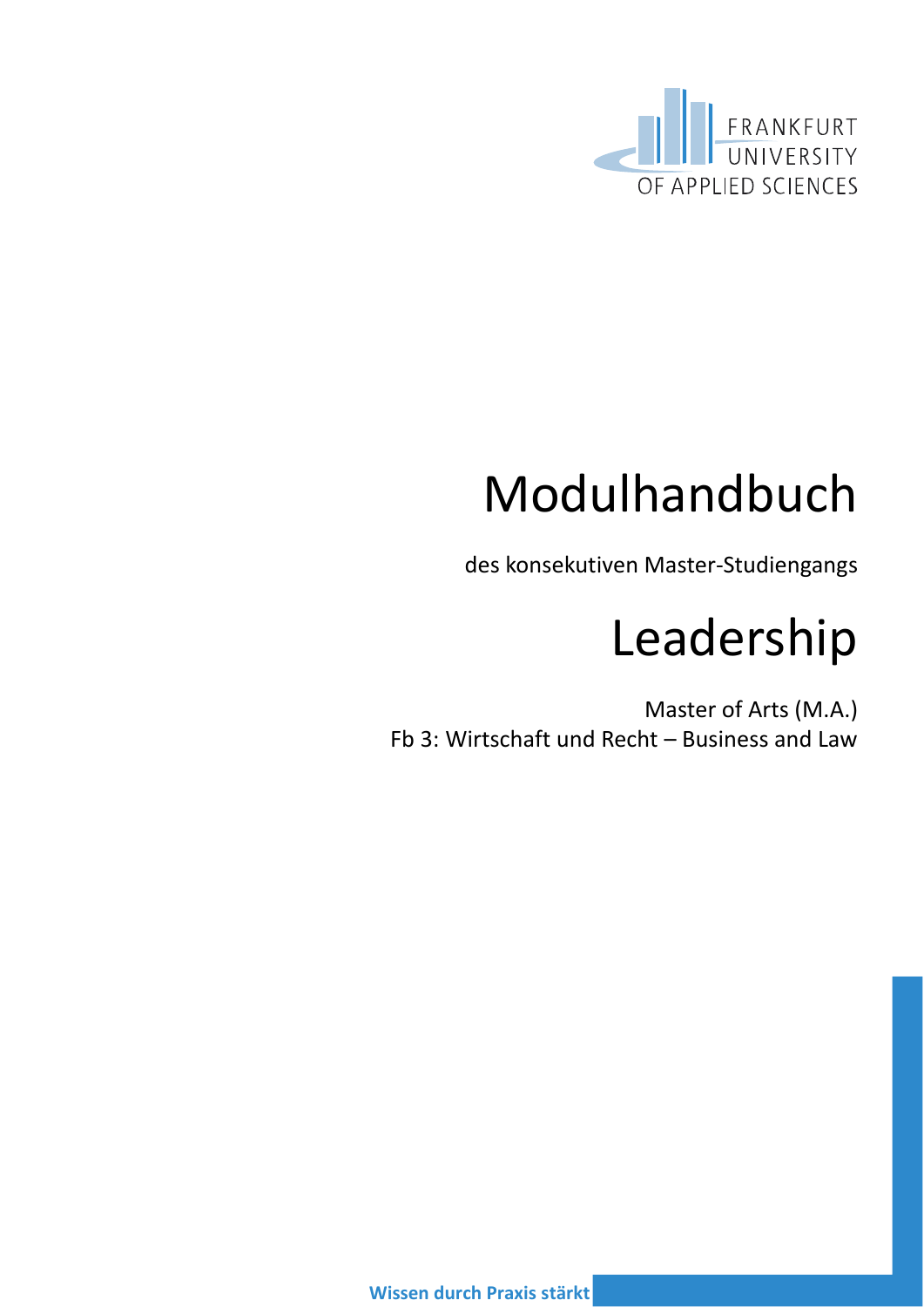FRANKFURT UNIVERSITY OF APPLIED SCIENCES

# Modulhandbuch

des konsekutiven Master-Studiengangs

# Leadership

Master of Arts (M.A.)
Fb 3: Wirtschaft und Recht – Business and Law

**Wissen durch Praxis stärkt**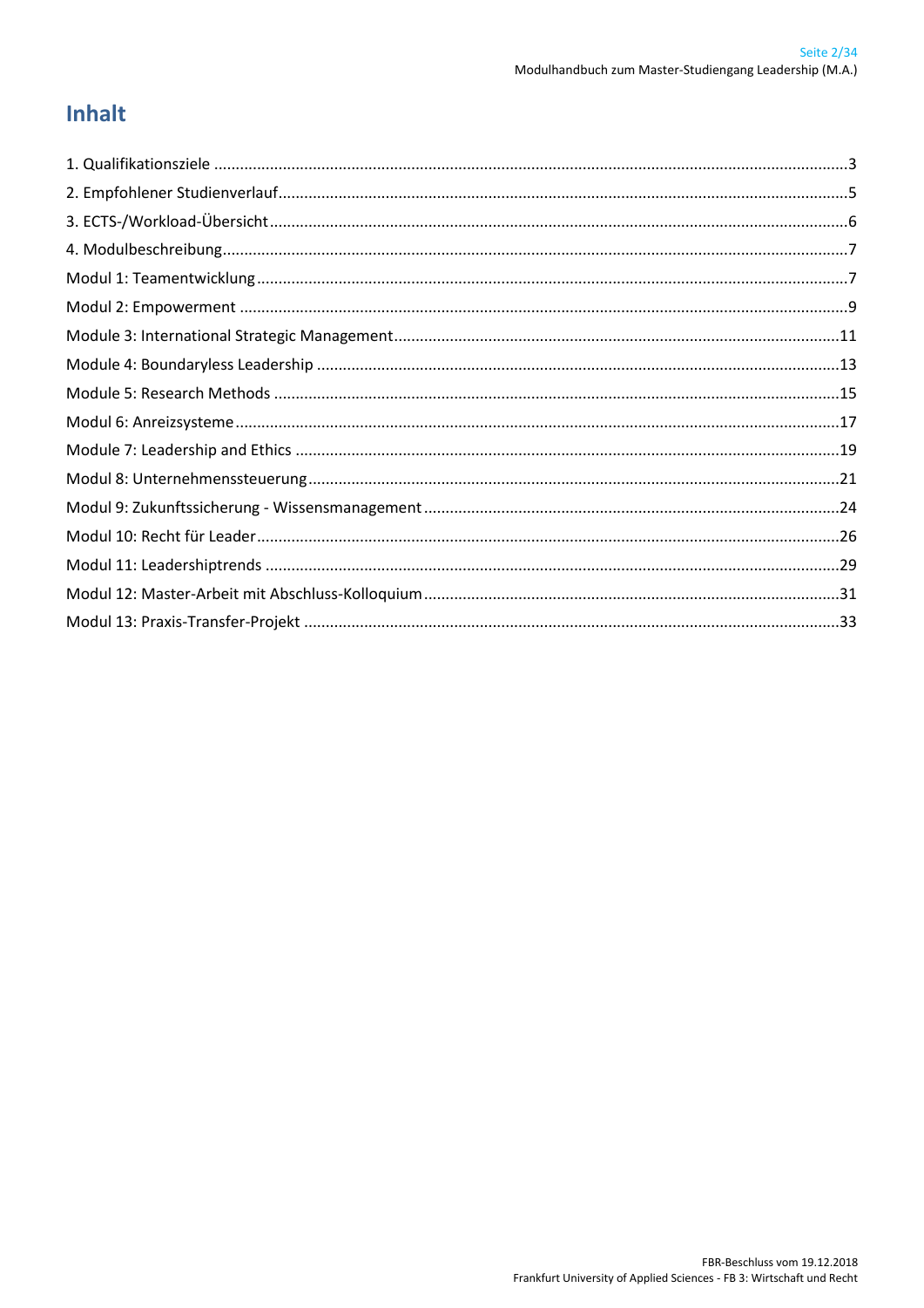# Inhalt

1. Qualifikationsziele ..... 3
2. Empfohlener Studienverlauf ..... 5
3. ECTS-/Workload-Übersicht ..... 6
4. Modulbeschreibung ..... 7

Modul 1: Teamentwicklung ..... 7
Modul 2: Empowerment ..... 9
Module 3: International Strategic Management ..... 11
Module 4: Boundaryless Leadership ..... 13
Module 5: Research Methods ..... 15
Modul 6: Anreizsysteme ..... 17
Module 7: Leadership and Ethics ..... 19
Modul 8: Unternehmenssteuerung ..... 21
Modul 9: Zukunftssicherung - Wissensmanagement ..... 24
Modul 10: Recht für Leader ..... 26
Modul 11: Leadershiptrends ..... 29
Modul 12: Master-Arbeit mit Abschluss-Kolloquium ..... 31
Modul 13: Praxis-Transfer-Projekt ..... 33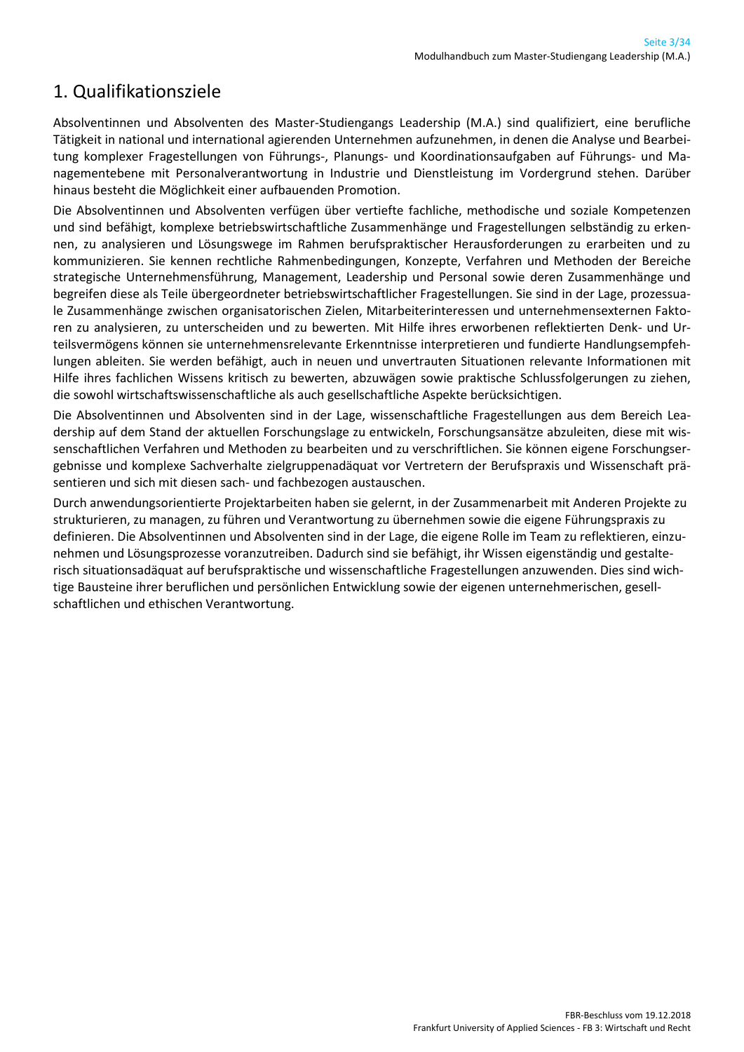# 1. Qualifikationsziele

Absolventinnen und Absolventen des Master-Studiengangs Leadership (M.A.) sind qualifiziert, eine berufliche Tätigkeit in national und international agierenden Unternehmen aufzunehmen, in denen die Analyse und Bearbeitung komplexer Fragestellungen von Führungs-, Planungs- und Koordinationsaufgaben auf Führungs- und Managementebene mit Personalverantwortung in Industrie und Dienstleistung im Vordergrund stehen. Darüber hinaus besteht die Möglichkeit einer aufbauenden Promotion.

Die Absolventinnen und Absolventen verfügen über vertiefte fachliche, methodische und soziale Kompetenzen und sind befähigt, komplexe betriebswirtschaftliche Zusammenhänge und Fragestellungen selbständig zu erkennen, zu analysieren und Lösungswege im Rahmen berufspraktischer Herausforderungen zu erarbeiten und zu kommunizieren. Sie kennen rechtliche Rahmenbedingungen, Konzepte, Verfahren und Methoden der Bereiche strategische Unternehmensführung, Management, Leadership und Personal sowie deren Zusammenhänge und begreifen diese als Teile übergeordneter betriebswirtschaftlicher Fragestellungen. Sie sind in der Lage, prozessuale Zusammenhänge zwischen organisatorischen Zielen, Mitarbeiterinteressen und unternehmensexternen Faktoren zu analysieren, zu unterscheiden und zu bewerten. Mit Hilfe ihres erworbenen reflektierten Denk- und Urteilsvermögens können sie unternehmensrelevante Erkenntnisse interpretieren und fundierte Handlungsempfehlungen ableiten. Sie werden befähigt, auch in neuen und unvertrauten Situationen relevante Informationen mit Hilfe ihres fachlichen Wissens kritisch zu bewerten, abzuwägen sowie praktische Schlussfolgerungen zu ziehen, die sowohl wirtschaftswissenschaftliche als auch gesellschaftliche Aspekte berücksichtigen.

Die Absolventinnen und Absolventen sind in der Lage, wissenschaftliche Fragestellungen aus dem Bereich Leadership auf dem Stand der aktuellen Forschungslage zu entwickeln, Forschungsansätze abzuleiten, diese mit wissenschaftlichen Verfahren und Methoden zu bearbeiten und zu verschriftlichen. Sie können eigene Forschungsergebnisse und komplexe Sachverhalte zielgruppenadäquat vor Vertretern der Berufspraxis und Wissenschaft präsentieren und sich mit diesen sach- und fachbezogen austauschen.

Durch anwendungsorientierte Projektarbeiten haben sie gelernt, in der Zusammenarbeit mit Anderen Projekte zu strukturieren, zu managen, zu führen und Verantwortung zu übernehmen sowie die eigene Führungspraxis zu definieren. Die Absolventinnen und Absolventen sind in der Lage, die eigene Rolle im Team zu reflektieren, einzunehmen und Lösungsprozesse voranzutreiben. Dadurch sind sie befähigt, ihr Wissen eigenständig und gestalterisch situationsadäquat auf berufspraktische und wissenschaftliche Fragestellungen anzuwenden. Dies sind wichtige Bausteine ihrer beruflichen und persönlichen Entwicklung sowie der eigenen unternehmerischen, gesellschaftlichen und ethischen Verantwortung.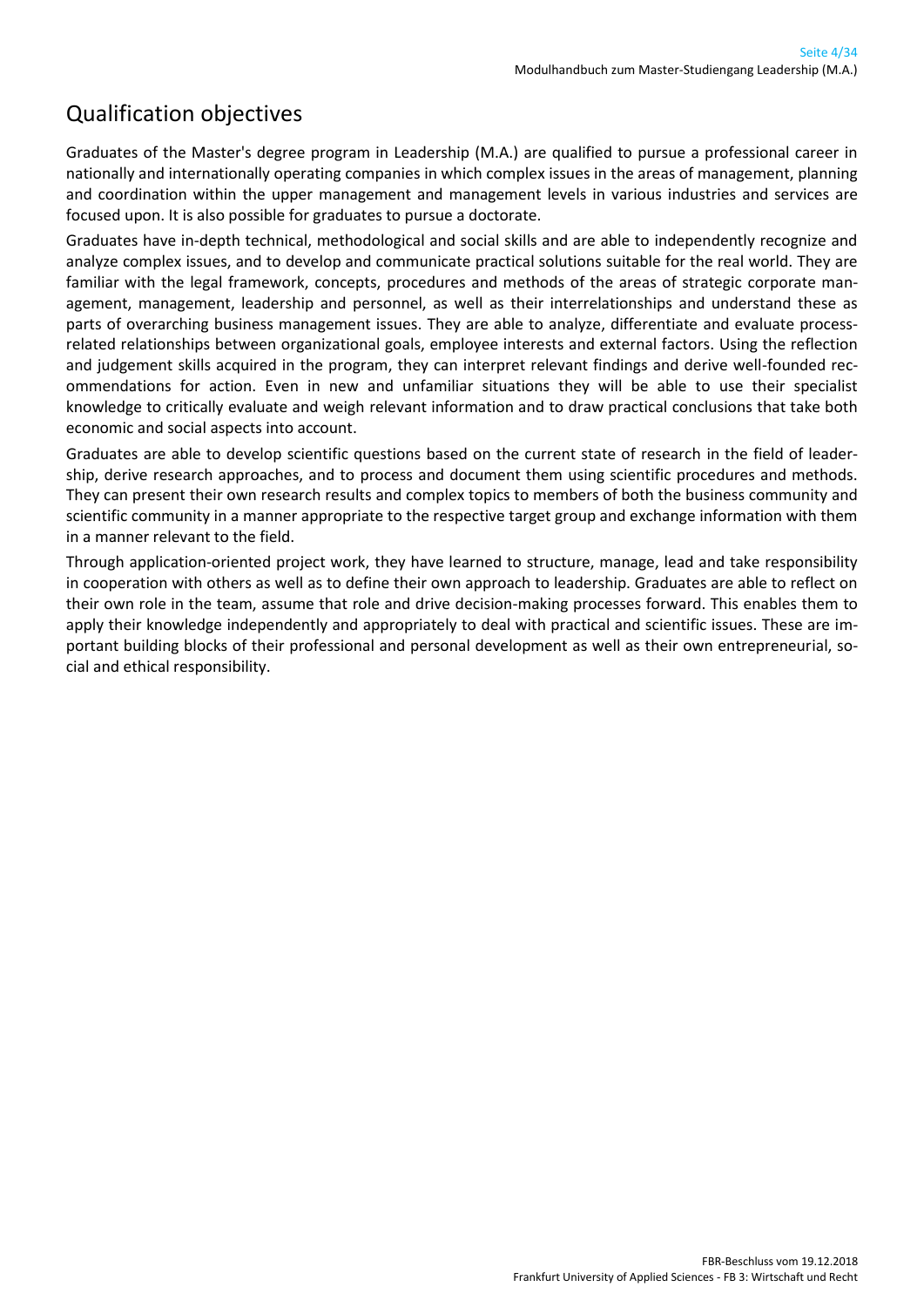## Qualification objectives

Graduates of the Master's degree program in Leadership (M.A.) are qualified to pursue a professional career in nationally and internationally operating companies in which complex issues in the areas of management, planning and coordination within the upper management and management levels in various industries and services are focused upon. It is also possible for graduates to pursue a doctorate.

Graduates have in-depth technical, methodological and social skills and are able to independently recognize and analyze complex issues, and to develop and communicate practical solutions suitable for the real world. They are familiar with the legal framework, concepts, procedures and methods of the areas of strategic corporate management, management, leadership and personnel, as well as their interrelationships and understand these as parts of overarching business management issues. They are able to analyze, differentiate and evaluate process-related relationships between organizational goals, employee interests and external factors. Using the reflection and judgement skills acquired in the program, they can interpret relevant findings and derive well-founded recommendations for action. Even in new and unfamiliar situations they will be able to use their specialist knowledge to critically evaluate and weigh relevant information and to draw practical conclusions that take both economic and social aspects into account.

Graduates are able to develop scientific questions based on the current state of research in the field of leadership, derive research approaches, and to process and document them using scientific procedures and methods. They can present their own research results and complex topics to members of both the business community and scientific community in a manner appropriate to the respective target group and exchange information with them in a manner relevant to the field.

Through application-oriented project work, they have learned to structure, manage, lead and take responsibility in cooperation with others as well as to define their own approach to leadership. Graduates are able to reflect on their own role in the team, assume that role and drive decision-making processes forward. This enables them to apply their knowledge independently and appropriately to deal with practical and scientific issues. These are important building blocks of their professional and personal development as well as their own entrepreneurial, social and ethical responsibility.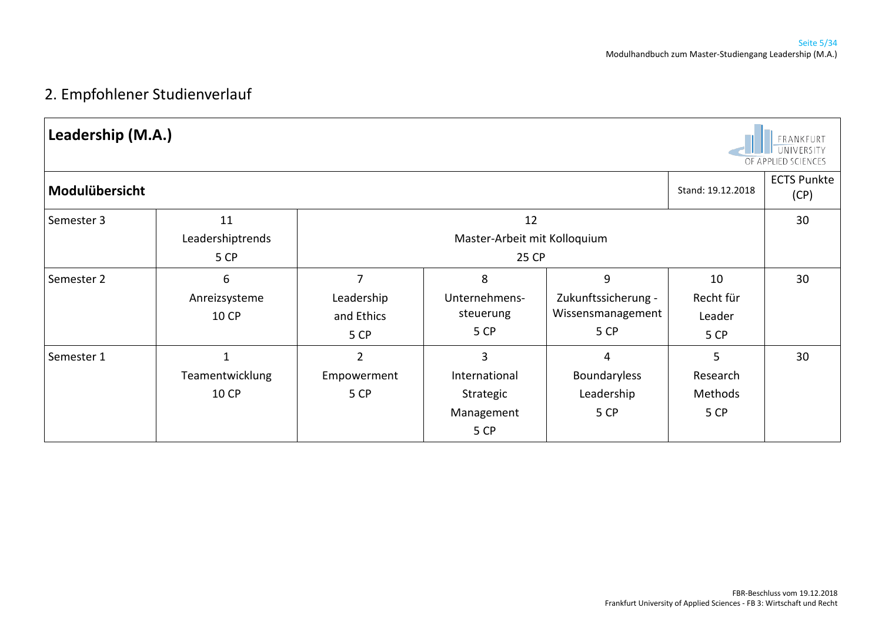## 2. Empfohlener Studienverlauf

| **Leadership (M.A.)** | | | | | | |
|---|---|---|---|---|---|---|
| **Modulübersicht** | | | | | Stand: 19.12.2018 | ECTS Punkte (CP) |
| Semester 3 | 11<br>Leadershiptrends<br>5 CP | 12<br>Master-Arbeit mit Kolloquium<br>25 CP | | | | 30 |
| Semester 2 | 6<br>Anreizsysteme<br>10 CP | 7<br>Leadership and Ethics<br>5 CP | 8<br>Unternehmens-steuerung<br>5 CP | 9<br>Zukunftssicherung - Wissensmanagement<br>5 CP | 10<br>Recht für Leader<br>5 CP | 30 |
| Semester 1 | 1<br>Teamentwicklung<br>10 CP | 2<br>Empowerment<br>5 CP | 3<br>International Strategic Management<br>5 CP | 4<br>Boundaryless Leadership<br>5 CP | 5<br>Research Methods<br>5 CP | 30 |

FBR-Beschluss vom 19.12.2018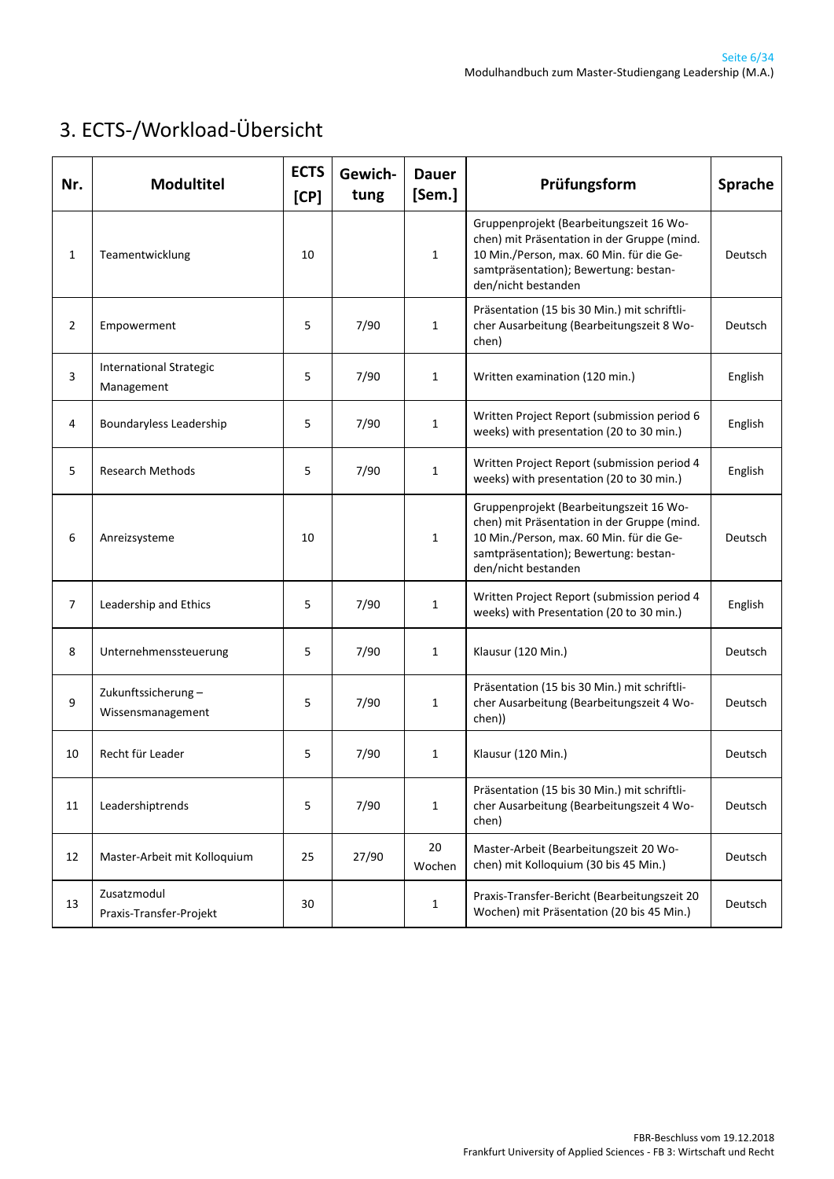# 3. ECTS-/Workload-Übersicht

| Nr. | Modultitel | ECTS [CP] | Gewichtung | Dauer [Sem.] | Prüfungsform | Sprache |
|---|---|---|---|---|---|---|
| 1 | Teamentwicklung | 10 | | 1 | Gruppenprojekt (Bearbeitungszeit 16 Wochen) mit Präsentation in der Gruppe (mind. 10 Min./Person, max. 60 Min. für die Gesamtpräsentation); Bewertung: bestanden/nicht bestanden | Deutsch |
| 2 | Empowerment | 5 | 7/90 | 1 | Präsentation (15 bis 30 Min.) mit schriftlicher Ausarbeitung (Bearbeitungszeit 8 Wochen) | Deutsch |
| 3 | International Strategic Management | 5 | 7/90 | 1 | Written examination (120 min.) | English |
| 4 | Boundaryless Leadership | 5 | 7/90 | 1 | Written Project Report (submission period 6 weeks) with presentation (20 to 30 min.) | English |
| 5 | Research Methods | 5 | 7/90 | 1 | Written Project Report (submission period 4 weeks) with presentation (20 to 30 min.) | English |
| 6 | Anreizsysteme | 10 | | 1 | Gruppenprojekt (Bearbeitungszeit 16 Wochen) mit Präsentation in der Gruppe (mind. 10 Min./Person, max. 60 Min. für die Gesamtpräsentation); Bewertung: bestanden/nicht bestanden | Deutsch |
| 7 | Leadership and Ethics | 5 | 7/90 | 1 | Written Project Report (submission period 4 weeks) with Presentation (20 to 30 min.) | English |
| 8 | Unternehmenssteuerung | 5 | 7/90 | 1 | Klausur (120 Min.) | Deutsch |
| 9 | Zukunftssicherung – Wissensmanagement | 5 | 7/90 | 1 | Präsentation (15 bis 30 Min.) mit schriftlicher Ausarbeitung (Bearbeitungszeit 4 Wochen)) | Deutsch |
| 10 | Recht für Leader | 5 | 7/90 | 1 | Klausur (120 Min.) | Deutsch |
| 11 | Leadershiptrends | 5 | 7/90 | 1 | Präsentation (15 bis 30 Min.) mit schriftlicher Ausarbeitung (Bearbeitungszeit 4 Wochen) | Deutsch |
| 12 | Master-Arbeit mit Kolloquium | 25 | 27/90 | 20 Wochen | Master-Arbeit (Bearbeitungszeit 20 Wochen) mit Kolloquium (30 bis 45 Min.) | Deutsch |
| 13 | Zusatzmodul Praxis-Transfer-Projekt | 30 | | 1 | Praxis-Transfer-Bericht (Bearbeitungszeit 20 Wochen) mit Präsentation (20 bis 45 Min.) | Deutsch |

FBR-Beschluss vom 19.12.2018
Frankfurt University of Applied Sciences - FB 3: Wirtschaft und Recht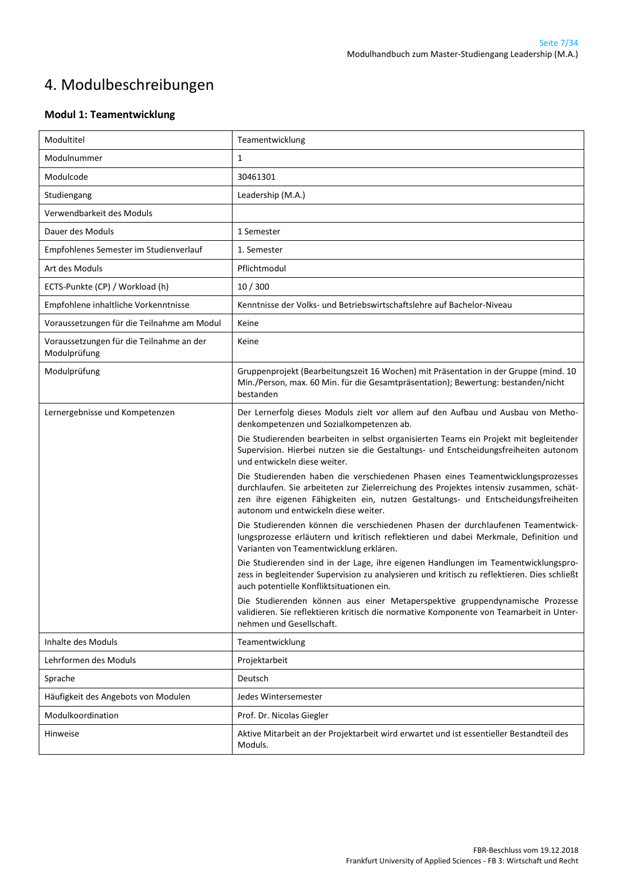# 4. Modulbeschreibungen

### Modul 1: Teamentwicklung

| Modultitel | Teamentwicklung |
|---|---|
| Modulnummer | 1 |
| Modulcode | 30461301 |
| Studiengang | Leadership (M.A.) |
| Verwendbarkeit des Moduls | |
| Dauer des Moduls | 1 Semester |
| Empfohlenes Semester im Studienverlauf | 1. Semester |
| Art des Moduls | Pflichtmodul |
| ECTS-Punkte (CP) / Workload (h) | 10 / 300 |
| Empfohlene inhaltliche Vorkenntnisse | Kenntnisse der Volks- und Betriebswirtschaftslehre auf Bachelor-Niveau |
| Voraussetzungen für die Teilnahme am Modul | Keine |
| Voraussetzungen für die Teilnahme an der Modulprüfung | Keine |
| Modulprüfung | Gruppenprojekt (Bearbeitungszeit 16 Wochen) mit Präsentation in der Gruppe (mind. 10 Min./Person, max. 60 Min. für die Gesamtpräsentation); Bewertung: bestanden/nicht bestanden |
| Lernergebnisse und Kompetenzen | Der Lernerfolg dieses Moduls zielt vor allem auf den Aufbau und Ausbau von Methodenkompetenzen und Sozialkompetenzen ab.<br><br>Die Studierenden bearbeiten in selbst organisierten Teams ein Projekt mit begleitender Supervision. Hierbei nutzen sie die Gestaltungs- und Entscheidungsfreiheiten autonom und entwickeln diese weiter.<br><br>Die Studierenden haben die verschiedenen Phasen eines Teamentwicklungsprozesses durchlaufen. Sie arbeiteten zur Zielerreichung des Projektes intensiv zusammen, schätzen ihre eigenen Fähigkeiten ein, nutzen Gestaltungs- und Entscheidungsfreiheiten autonom und entwickeln diese weiter.<br><br>Die Studierenden können die verschiedenen Phasen der durchlaufenen Teamentwicklungsprozesse erläutern und kritisch reflektieren und dabei Merkmale, Definition und Varianten von Teamentwicklung erklären.<br><br>Die Studierenden sind in der Lage, ihre eigenen Handlungen im Teamentwicklungsprozess in begleitender Supervision zu analysieren und kritisch zu reflektieren. Dies schließt auch potentielle Konfliktsituationen ein.<br><br>Die Studierenden können aus einer Metaperspektive gruppendynamische Prozesse validieren. Sie reflektieren kritisch die normative Komponente von Teamarbeit in Unternehmen und Gesellschaft. |
| Inhalte des Moduls | Teamentwicklung |
| Lehrformen des Moduls | Projektarbeit |
| Sprache | Deutsch |
| Häufigkeit des Angebots von Modulen | Jedes Wintersemester |
| Modulkoordination | Prof. Dr. Nicolas Giegler |
| Hinweise | Aktive Mitarbeit an der Projektarbeit wird erwartet und ist essentieller Bestandteil des Moduls. |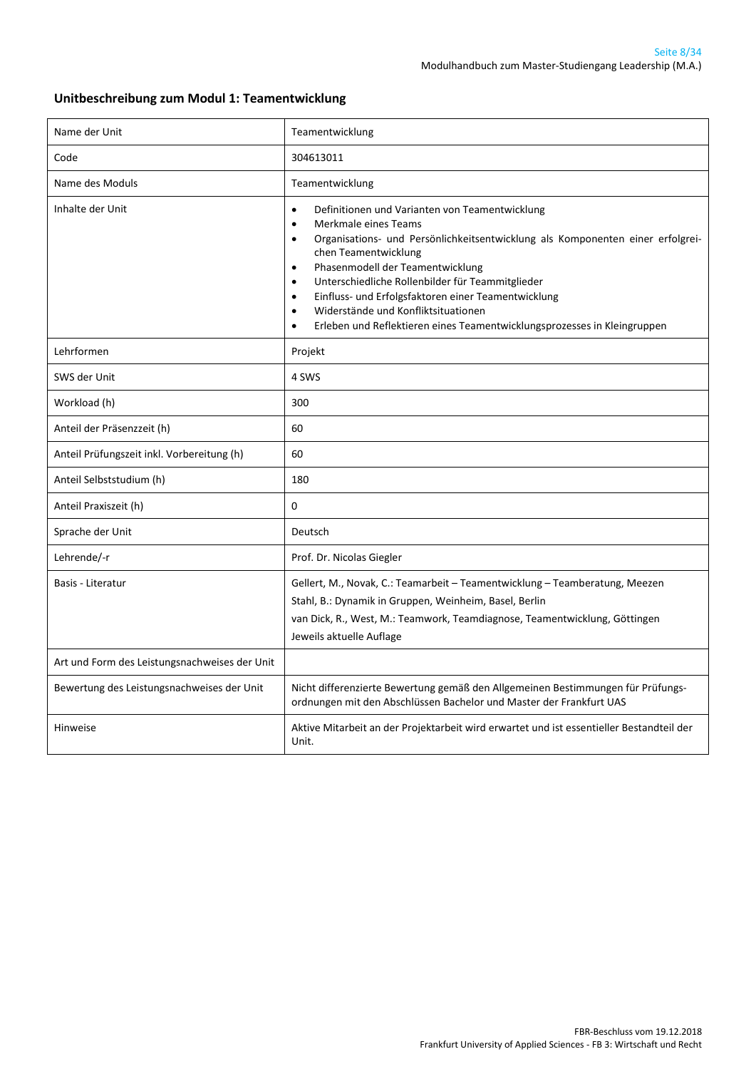## Unitbeschreibung zum Modul 1: Teamentwicklung

| | |
|---|---|
| Name der Unit | Teamentwicklung |
| Code | 304613011 |
| Name des Moduls | Teamentwicklung |
| Inhalte der Unit | • Definitionen und Varianten von Teamentwicklung<br>• Merkmale eines Teams<br>• Organisations- und Persönlichkeitsentwicklung als Komponenten einer erfolgreichen Teamentwicklung<br>• Phasenmodell der Teamentwicklung<br>• Unterschiedliche Rollenbilder für Teammitglieder<br>• Einfluss- und Erfolgsfaktoren einer Teamentwicklung<br>• Widerstände und Konfliktsituationen<br>• Erleben und Reflektieren eines Teamentwicklungsprozesses in Kleingruppen |
| Lehrformen | Projekt |
| SWS der Unit | 4 SWS |
| Workload (h) | 300 |
| Anteil der Präsenzzeit (h) | 60 |
| Anteil Prüfungszeit inkl. Vorbereitung (h) | 60 |
| Anteil Selbststudium (h) | 180 |
| Anteil Praxiszeit (h) | 0 |
| Sprache der Unit | Deutsch |
| Lehrende/-r | Prof. Dr. Nicolas Giegler |
| Basis - Literatur | Gellert, M., Novak, C.: Teamarbeit – Teamentwicklung – Teamberatung, Meezen<br>Stahl, B.: Dynamik in Gruppen, Weinheim, Basel, Berlin<br>van Dick, R., West, M.: Teamwork, Teamdiagnose, Teamentwicklung, Göttingen<br>Jeweils aktuelle Auflage |
| Art und Form des Leistungsnachweises der Unit | |
| Bewertung des Leistungsnachweises der Unit | Nicht differenzierte Bewertung gemäß den Allgemeinen Bestimmungen für Prüfungsordnungen mit den Abschlüssen Bachelor und Master der Frankfurt UAS |
| Hinweise | Aktive Mitarbeit an der Projektarbeit wird erwartet und ist essentieller Bestandteil der Unit. |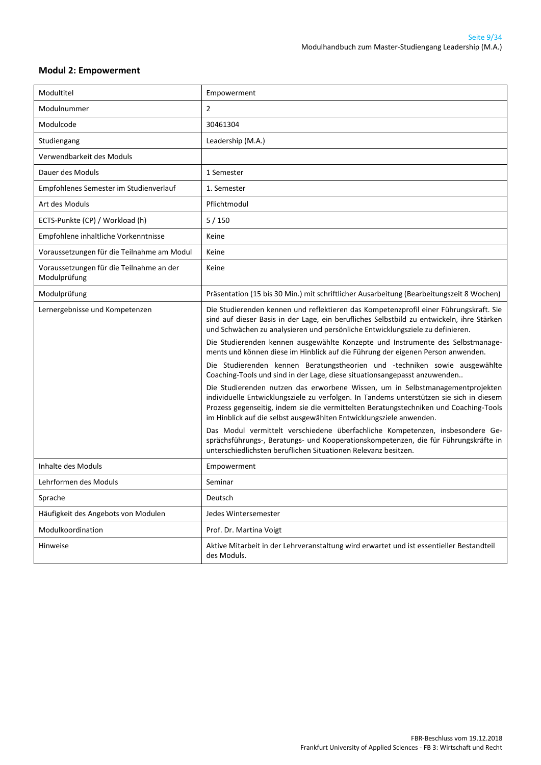## Modul 2: Empowerment

| Modultitel | Empowerment |
|---|---|
| Modulnummer | 2 |
| Modulcode | 30461304 |
| Studiengang | Leadership (M.A.) |
| Verwendbarkeit des Moduls | |
| Dauer des Moduls | 1 Semester |
| Empfohlenes Semester im Studienverlauf | 1. Semester |
| Art des Moduls | Pflichtmodul |
| ECTS-Punkte (CP) / Workload (h) | 5 / 150 |
| Empfohlene inhaltliche Vorkenntnisse | Keine |
| Voraussetzungen für die Teilnahme am Modul | Keine |
| Voraussetzungen für die Teilnahme an der Modulprüfung | Keine |
| Modulprüfung | Präsentation (15 bis 30 Min.) mit schriftlicher Ausarbeitung (Bearbeitungszeit 8 Wochen) |
| Lernergebnisse und Kompetenzen | Die Studierenden kennen und reflektieren das Kompetenzprofil einer Führungskraft. Sie sind auf dieser Basis in der Lage, ein berufliches Selbstbild zu entwickeln, ihre Stärken und Schwächen zu analysieren und persönliche Entwicklungsziele zu definieren.<br><br>Die Studierenden kennen ausgewählte Konzepte und Instrumente des Selbstmanagements und können diese im Hinblick auf die Führung der eigenen Person anwenden.<br><br>Die Studierenden kennen Beratungstheorien und -techniken sowie ausgewählte Coaching-Tools und sind in der Lage, diese situationsangepasst anzuwenden..<br><br>Die Studierenden nutzen das erworbene Wissen, um in Selbstmanagementprojekten individuelle Entwicklungsziele zu verfolgen. In Tandems unterstützen sie sich in diesem Prozess gegenseitig, indem sie die vermittelten Beratungstechniken und Coaching-Tools im Hinblick auf die selbst ausgewählten Entwicklungsziele anwenden.<br><br>Das Modul vermittelt verschiedene überfachliche Kompetenzen, insbesondere Gesprächsführungs-, Beratungs- und Kooperationskompetenzen, die für Führungskräfte in unterschiedlichsten beruflichen Situationen Relevanz besitzen. |
| Inhalte des Moduls | Empowerment |
| Lehrformen des Moduls | Seminar |
| Sprache | Deutsch |
| Häufigkeit des Angebots von Modulen | Jedes Wintersemester |
| Modulkoordination | Prof. Dr. Martina Voigt |
| Hinweise | Aktive Mitarbeit in der Lehrveranstaltung wird erwartet und ist essentieller Bestandteil des Moduls. |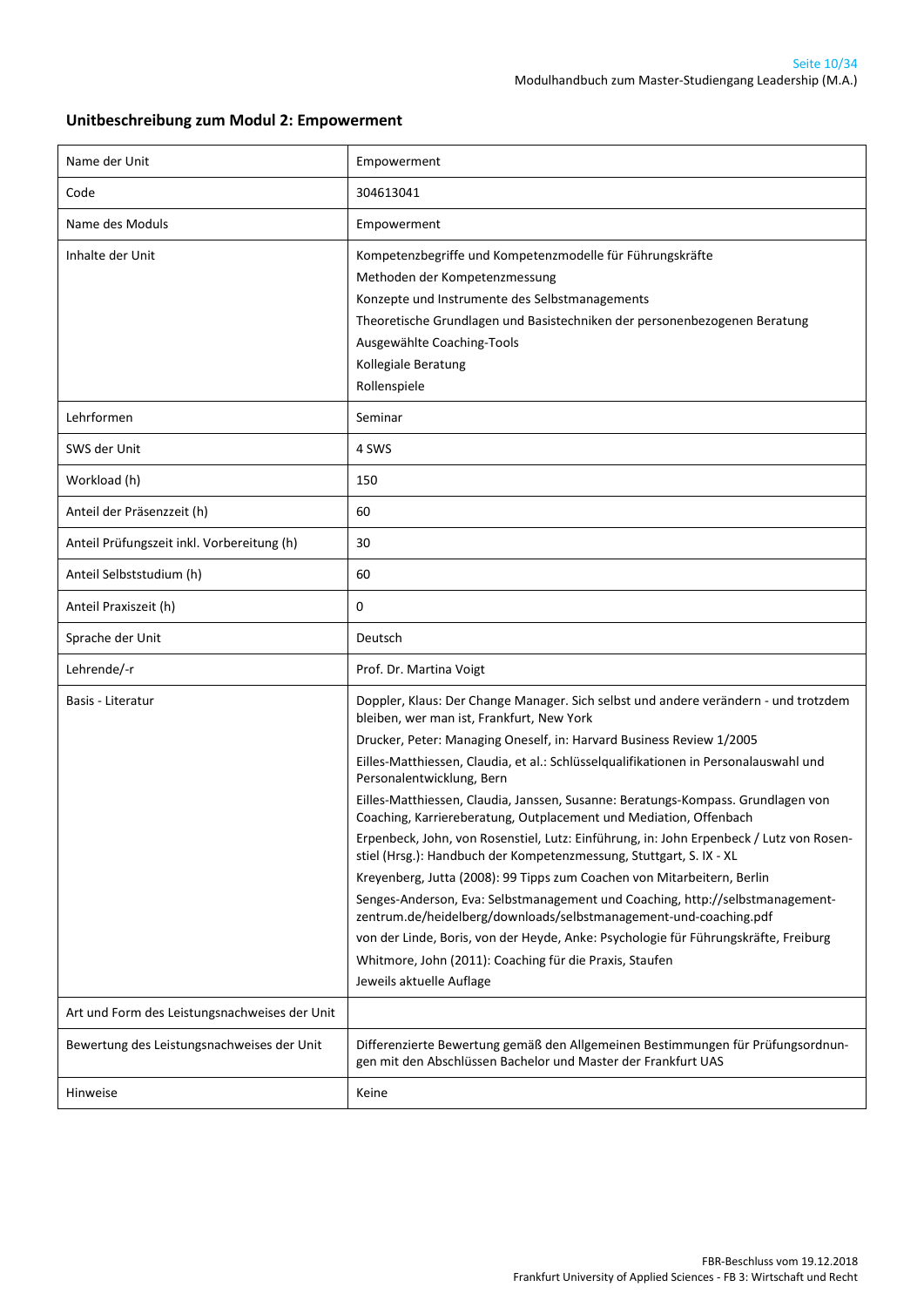## Unitbeschreibung zum Modul 2: Empowerment

| | |
|---|---|
| Name der Unit | Empowerment |
| Code | 304613041 |
| Name des Moduls | Empowerment |
| Inhalte der Unit | Kompetenzbegriffe und Kompetenzmodelle für Führungskräfte<br>Methoden der Kompetenzmessung<br>Konzepte und Instrumente des Selbstmanagements<br>Theoretische Grundlagen und Basistechniken der personenbezogenen Beratung<br>Ausgewählte Coaching-Tools<br>Kollegiale Beratung<br>Rollenspiele |
| Lehrformen | Seminar |
| SWS der Unit | 4 SWS |
| Workload (h) | 150 |
| Anteil der Präsenzzeit (h) | 60 |
| Anteil Prüfungszeit inkl. Vorbereitung (h) | 30 |
| Anteil Selbststudium (h) | 60 |
| Anteil Praxiszeit (h) | 0 |
| Sprache der Unit | Deutsch |
| Lehrende/-r | Prof. Dr. Martina Voigt |
| Basis - Literatur | Doppler, Klaus: Der Change Manager. Sich selbst und andere verändern - und trotzdem bleiben, wer man ist, Frankfurt, New York<br>Drucker, Peter: Managing Oneself, in: Harvard Business Review 1/2005<br>Eilles-Matthiessen, Claudia, et al.: Schlüsselqualifikationen in Personalauswahl und Personalentwicklung, Bern<br>Eilles-Matthiessen, Claudia, Janssen, Susanne: Beratungs-Kompass. Grundlagen von Coaching, Karriereberatung, Outplacement und Mediation, Offenbach<br>Erpenbeck, John, von Rosenstiel, Lutz: Einführung, in: John Erpenbeck / Lutz von Rosenstiel (Hrsg.): Handbuch der Kompetenzmessung, Stuttgart, S. IX - XL<br>Kreyenberg, Jutta (2008): 99 Tipps zum Coachen von Mitarbeitern, Berlin<br>Senges-Anderson, Eva: Selbstmanagement und Coaching, http://selbstmanagement-zentrum.de/heidelberg/downloads/selbstmanagement-und-coaching.pdf<br>von der Linde, Boris, von der Heyde, Anke: Psychologie für Führungskräfte, Freiburg<br>Whitmore, John (2011): Coaching für die Praxis, Staufen<br>Jeweils aktuelle Auflage |
| Art und Form des Leistungsnachweises der Unit | |
| Bewertung des Leistungsnachweises der Unit | Differenzierte Bewertung gemäß den Allgemeinen Bestimmungen für Prüfungsordnungen mit den Abschlüssen Bachelor und Master der Frankfurt UAS |
| Hinweise | Keine |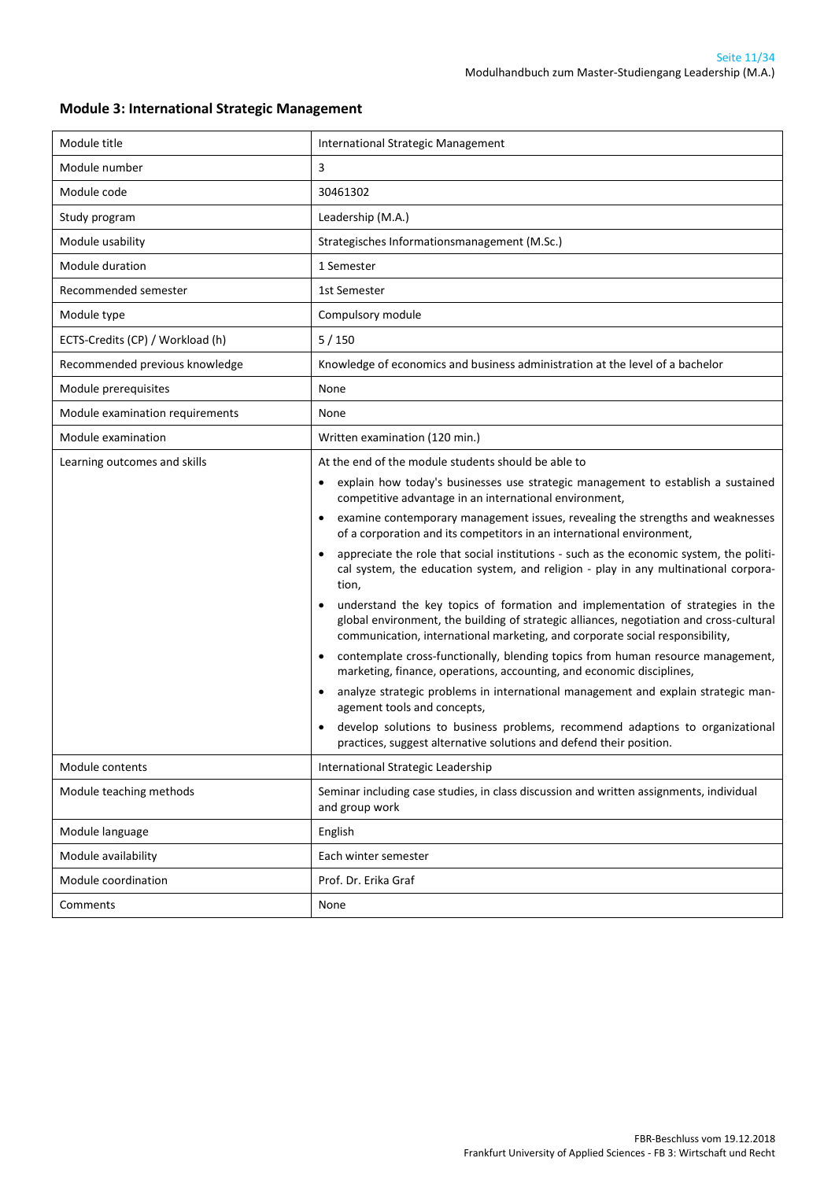## Module 3: International Strategic Management

| Module title | International Strategic Management |
|---|---|
| Module number | 3 |
| Module code | 30461302 |
| Study program | Leadership (M.A.) |
| Module usability | Strategisches Informationsmanagement (M.Sc.) |
| Module duration | 1 Semester |
| Recommended semester | 1st Semester |
| Module type | Compulsory module |
| ECTS-Credits (CP) / Workload (h) | 5 / 150 |
| Recommended previous knowledge | Knowledge of economics and business administration at the level of a bachelor |
| Module prerequisites | None |
| Module examination requirements | None |
| Module examination | Written examination (120 min.) |
| Learning outcomes and skills | At the end of the module students should be able to<br>• explain how today's businesses use strategic management to establish a sustained competitive advantage in an international environment,<br>• examine contemporary management issues, revealing the strengths and weaknesses of a corporation and its competitors in an international environment,<br>• appreciate the role that social institutions - such as the economic system, the political system, the education system, and religion - play in any multinational corporation,<br>• understand the key topics of formation and implementation of strategies in the global environment, the building of strategic alliances, negotiation and cross-cultural communication, international marketing, and corporate social responsibility,<br>• contemplate cross-functionally, blending topics from human resource management, marketing, finance, operations, accounting, and economic disciplines,<br>• analyze strategic problems in international management and explain strategic management tools and concepts,<br>• develop solutions to business problems, recommend adaptions to organizational practices, suggest alternative solutions and defend their position. |
| Module contents | International Strategic Leadership |
| Module teaching methods | Seminar including case studies, in class discussion and written assignments, individual and group work |
| Module language | English |
| Module availability | Each winter semester |
| Module coordination | Prof. Dr. Erika Graf |
| Comments | None |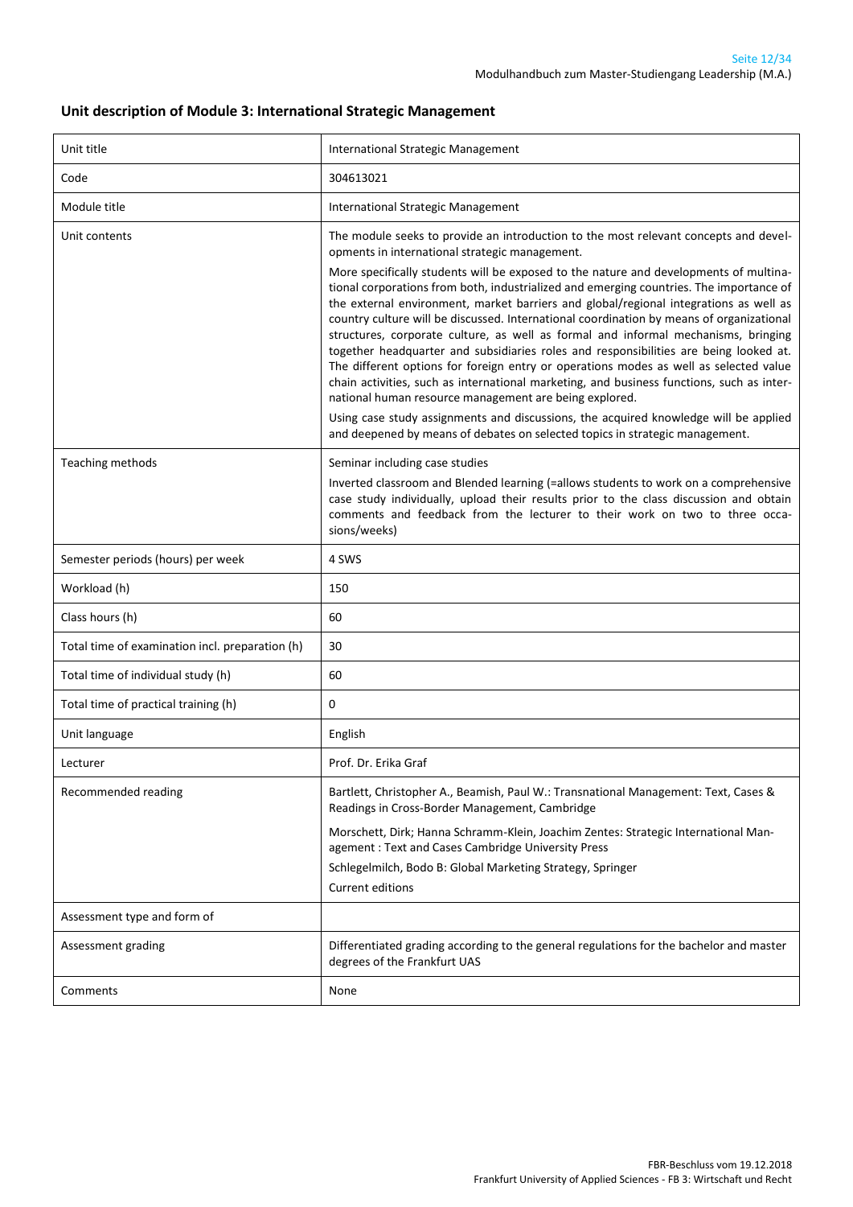## Unit description of Module 3: International Strategic Management

| Unit title | International Strategic Management |
| --- | --- |
| Code | 304613021 |
| Module title | International Strategic Management |
| Unit contents | The module seeks to provide an introduction to the most relevant concepts and developments in international strategic management.<br>More specifically students will be exposed to the nature and developments of multinational corporations from both, industrialized and emerging countries. The importance of the external environment, market barriers and global/regional integrations as well as country culture will be discussed. International coordination by means of organizational structures, corporate culture, as well as formal and informal mechanisms, bringing together headquarter and subsidiaries roles and responsibilities are being looked at. The different options for foreign entry or operations modes as well as selected value chain activities, such as international marketing, and business functions, such as international human resource management are being explored.<br>Using case study assignments and discussions, the acquired knowledge will be applied and deepened by means of debates on selected topics in strategic management. |
| Teaching methods | Seminar including case studies<br>Inverted classroom and Blended learning (=allows students to work on a comprehensive case study individually, upload their results prior to the class discussion and obtain comments and feedback from the lecturer to their work on two to three occasions/weeks) |
| Semester periods (hours) per week | 4 SWS |
| Workload (h) | 150 |
| Class hours (h) | 60 |
| Total time of examination incl. preparation (h) | 30 |
| Total time of individual study (h) | 60 |
| Total time of practical training (h) | 0 |
| Unit language | English |
| Lecturer | Prof. Dr. Erika Graf |
| Recommended reading | Bartlett, Christopher A., Beamish, Paul W.: Transnational Management: Text, Cases & Readings in Cross-Border Management, Cambridge<br>Morschett, Dirk; Hanna Schramm-Klein, Joachim Zentes: Strategic International Management : Text and Cases Cambridge University Press<br>Schlegelmilch, Bodo B: Global Marketing Strategy, Springer<br>Current editions |
| Assessment type and form of | |
| Assessment grading | Differentiated grading according to the general regulations for the bachelor and master degrees of the Frankfurt UAS |
| Comments | None |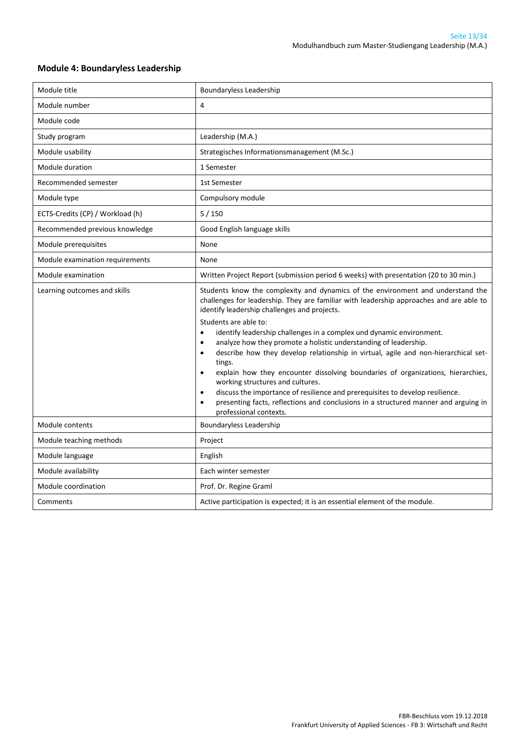## Module 4: Boundaryless Leadership

| Module title | Boundaryless Leadership |
|---|---|
| Module number | 4 |
| Module code | |
| Study program | Leadership (M.A.) |
| Module usability | Strategisches Informationsmanagement (M.Sc.) |
| Module duration | 1 Semester |
| Recommended semester | 1st Semester |
| Module type | Compulsory module |
| ECTS-Credits (CP) / Workload (h) | 5 / 150 |
| Recommended previous knowledge | Good English language skills |
| Module prerequisites | None |
| Module examination requirements | None |
| Module examination | Written Project Report (submission period 6 weeks) with presentation (20 to 30 min.) |
| Learning outcomes and skills | Students know the complexity and dynamics of the environment and understand the challenges for leadership. They are familiar with leadership approaches and are able to identify leadership challenges and projects.<br><br>Students are able to:<br>• identify leadership challenges in a complex und dynamic environment.<br>• analyze how they promote a holistic understanding of leadership.<br>• describe how they develop relationship in virtual, agile and non-hierarchical settings.<br>• explain how they encounter dissolving boundaries of organizations, hierarchies, working structures and cultures.<br>• discuss the importance of resilience and prerequisites to develop resilience.<br>• presenting facts, reflections and conclusions in a structured manner and arguing in professional contexts. |
| Module contents | Boundaryless Leadership |
| Module teaching methods | Project |
| Module language | English |
| Module availability | Each winter semester |
| Module coordination | Prof. Dr. Regine Graml |
| Comments | Active participation is expected; it is an essential element of the module. |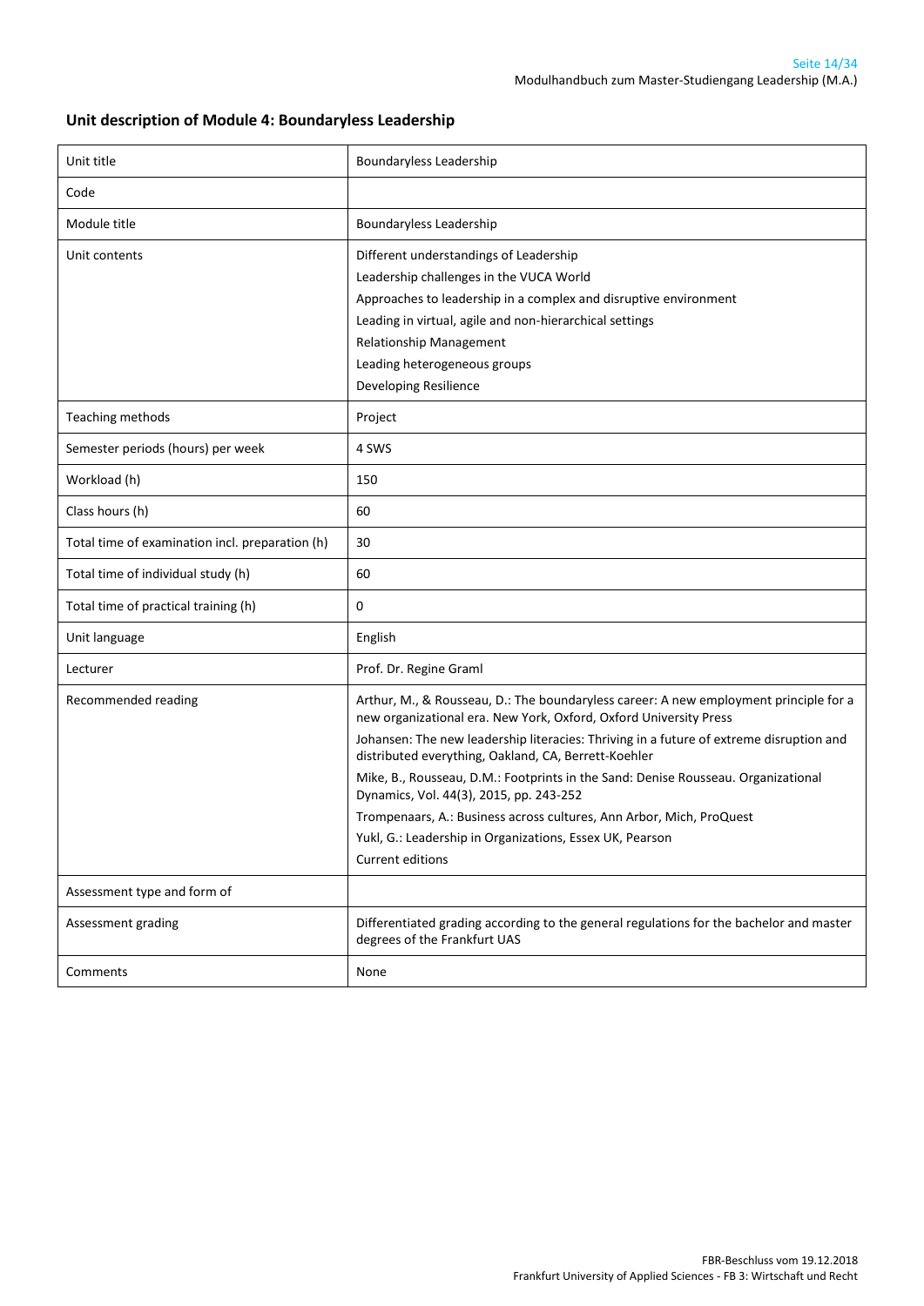### Unit description of Module 4: Boundaryless Leadership

| Unit title | Boundaryless Leadership |
|---|---|
| Code | |
| Module title | Boundaryless Leadership |
| Unit contents | Different understandings of Leadership<br>Leadership challenges in the VUCA World<br>Approaches to leadership in a complex and disruptive environment<br>Leading in virtual, agile and non-hierarchical settings<br>Relationship Management<br>Leading heterogeneous groups<br>Developing Resilience |
| Teaching methods | Project |
| Semester periods (hours) per week | 4 SWS |
| Workload (h) | 150 |
| Class hours (h) | 60 |
| Total time of examination incl. preparation (h) | 30 |
| Total time of individual study (h) | 60 |
| Total time of practical training (h) | 0 |
| Unit language | English |
| Lecturer | Prof. Dr. Regine Graml |
| Recommended reading | Arthur, M., & Rousseau, D.: The boundaryless career: A new employment principle for a new organizational era. New York, Oxford, Oxford University Press<br>Johansen: The new leadership literacies: Thriving in a future of extreme disruption and distributed everything, Oakland, CA, Berrett-Koehler<br>Mike, B., Rousseau, D.M.: Footprints in the Sand: Denise Rousseau. Organizational Dynamics, Vol. 44(3), 2015, pp. 243-252<br>Trompenaars, A.: Business across cultures, Ann Arbor, Mich, ProQuest<br>Yukl, G.: Leadership in Organizations, Essex UK, Pearson<br>Current editions |
| Assessment type and form of | |
| Assessment grading | Differentiated grading according to the general regulations for the bachelor and master degrees of the Frankfurt UAS |
| Comments | None |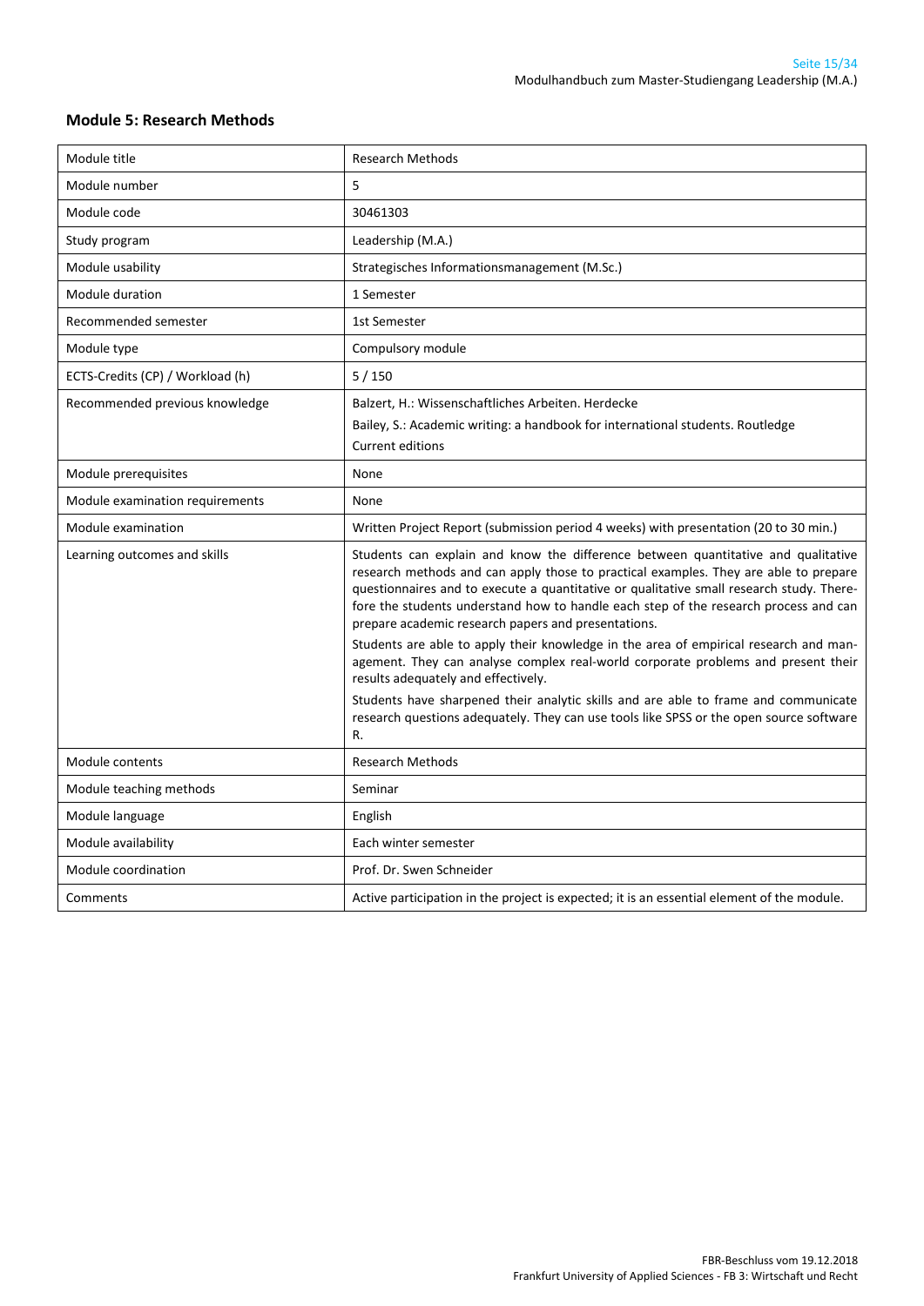### Module 5: Research Methods

| Module title | Research Methods |
|---|---|
| Module number | 5 |
| Module code | 30461303 |
| Study program | Leadership (M.A.) |
| Module usability | Strategisches Informationsmanagement (M.Sc.) |
| Module duration | 1 Semester |
| Recommended semester | 1st Semester |
| Module type | Compulsory module |
| ECTS-Credits (CP) / Workload (h) | 5 / 150 |
| Recommended previous knowledge | Balzert, H.: Wissenschaftliches Arbeiten. Herdecke<br>Bailey, S.: Academic writing: a handbook for international students. Routledge<br>Current editions |
| Module prerequisites | None |
| Module examination requirements | None |
| Module examination | Written Project Report (submission period 4 weeks) with presentation (20 to 30 min.) |
| Learning outcomes and skills | Students can explain and know the difference between quantitative and qualitative research methods and can apply those to practical examples. They are able to prepare questionnaires and to execute a quantitative or qualitative small research study. Therefore the students understand how to handle each step of the research process and can prepare academic research papers and presentations.<br>Students are able to apply their knowledge in the area of empirical research and management. They can analyse complex real-world corporate problems and present their results adequately and effectively.<br>Students have sharpened their analytic skills and are able to frame and communicate research questions adequately. They can use tools like SPSS or the open source software R. |
| Module contents | Research Methods |
| Module teaching methods | Seminar |
| Module language | English |
| Module availability | Each winter semester |
| Module coordination | Prof. Dr. Swen Schneider |
| Comments | Active participation in the project is expected; it is an essential element of the module. |

FBR-Beschluss vom 19.12.2018
Frankfurt University of Applied Sciences - FB 3: Wirtschaft und Recht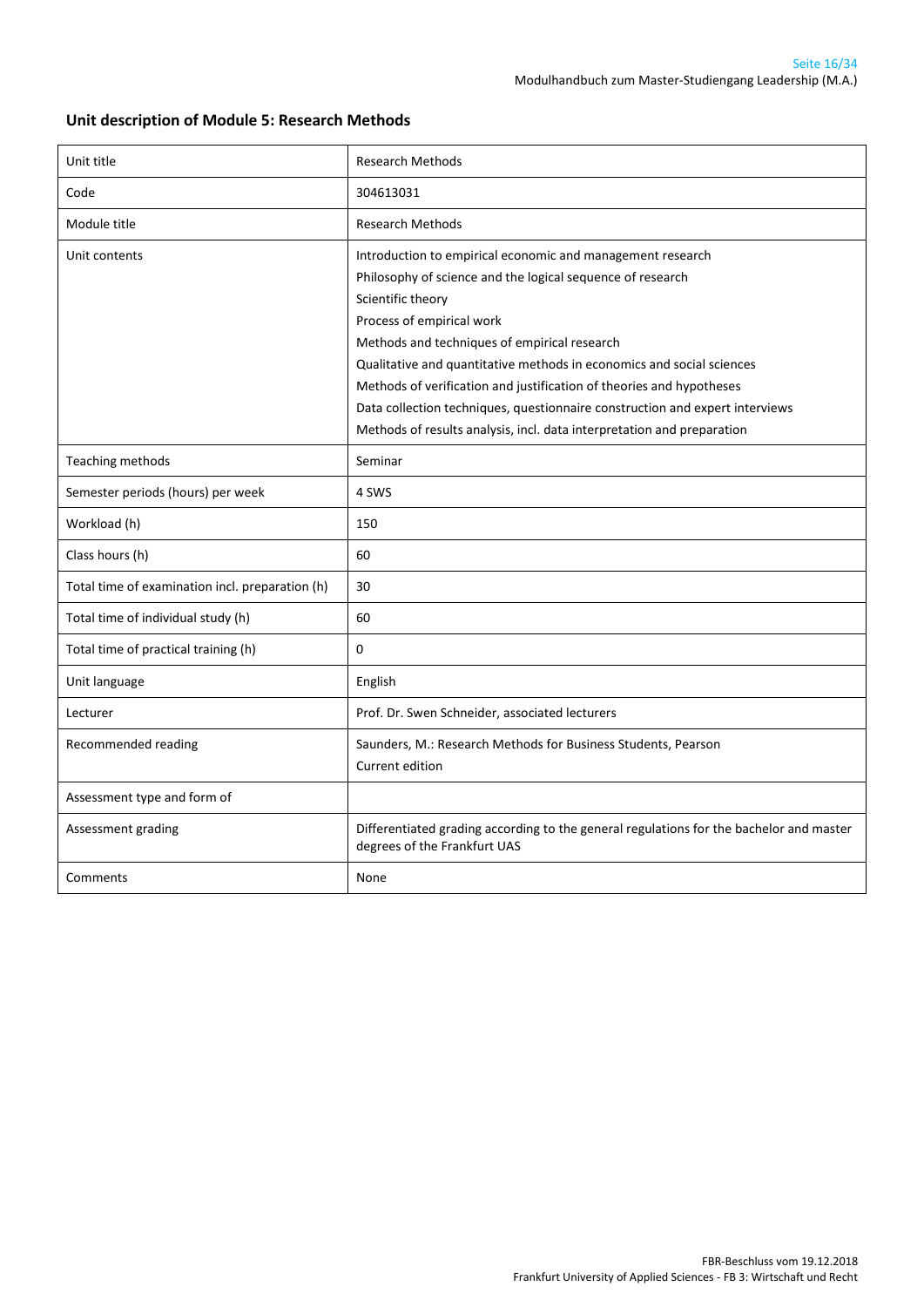## Unit description of Module 5: Research Methods

| | |
|---|---|
| Unit title | Research Methods |
| Code | 304613031 |
| Module title | Research Methods |
| Unit contents | Introduction to empirical economic and management research<br>Philosophy of science and the logical sequence of research<br>Scientific theory<br>Process of empirical work<br>Methods and techniques of empirical research<br>Qualitative and quantitative methods in economics and social sciences<br>Methods of verification and justification of theories and hypotheses<br>Data collection techniques, questionnaire construction and expert interviews<br>Methods of results analysis, incl. data interpretation and preparation |
| Teaching methods | Seminar |
| Semester periods (hours) per week | 4 SWS |
| Workload (h) | 150 |
| Class hours (h) | 60 |
| Total time of examination incl. preparation (h) | 30 |
| Total time of individual study (h) | 60 |
| Total time of practical training (h) | 0 |
| Unit language | English |
| Lecturer | Prof. Dr. Swen Schneider, associated lecturers |
| Recommended reading | Saunders, M.: Research Methods for Business Students, Pearson<br>Current edition |
| Assessment type and form of | |
| Assessment grading | Differentiated grading according to the general regulations for the bachelor and master degrees of the Frankfurt UAS |
| Comments | None |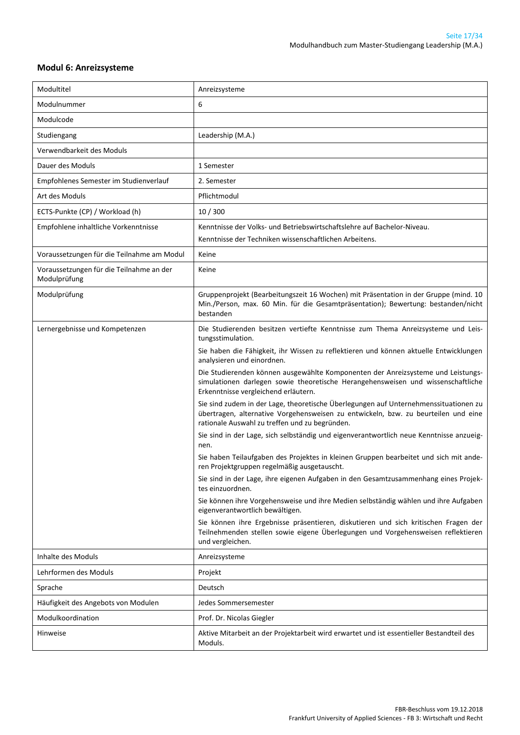## Modul 6: Anreizsysteme

| Modultitel | Anreizsysteme |
|---|---|
| Modulnummer | 6 |
| Modulcode | |
| Studiengang | Leadership (M.A.) |
| Verwendbarkeit des Moduls | |
| Dauer des Moduls | 1 Semester |
| Empfohlenes Semester im Studienverlauf | 2. Semester |
| Art des Moduls | Pflichtmodul |
| ECTS-Punkte (CP) / Workload (h) | 10 / 300 |
| Empfohlene inhaltliche Vorkenntnisse | Kenntnisse der Volks- und Betriebswirtschaftslehre auf Bachelor-Niveau.<br>Kenntnisse der Techniken wissenschaftlichen Arbeitens. |
| Voraussetzungen für die Teilnahme am Modul | Keine |
| Voraussetzungen für die Teilnahme an der Modulprüfung | Keine |
| Modulprüfung | Gruppenprojekt (Bearbeitungszeit 16 Wochen) mit Präsentation in der Gruppe (mind. 10 Min./Person, max. 60 Min. für die Gesamtpräsentation); Bewertung: bestanden/nicht bestanden |
| Lernergebnisse und Kompetenzen | Die Studierenden besitzen vertiefte Kenntnisse zum Thema Anreizsysteme und Leistungsstimulation.<br>Sie haben die Fähigkeit, ihr Wissen zu reflektieren und können aktuelle Entwicklungen analysieren und einordnen.<br>Die Studierenden können ausgewählte Komponenten der Anreizsysteme und Leistungssimulationen darlegen sowie theoretische Herangehensweisen und wissenschaftliche Erkenntnisse vergleichend erläutern.<br>Sie sind zudem in der Lage, theoretische Überlegungen auf Unternehmenssituationen zu übertragen, alternative Vorgehensweisen zu entwickeln, bzw. zu beurteilen und eine rationale Auswahl zu treffen und zu begründen.<br>Sie sind in der Lage, sich selbständig und eigenverantwortlich neue Kenntnisse anzueignen.<br>Sie haben Teilaufgaben des Projektes in kleinen Gruppen bearbeitet und sich mit anderen Projektgruppen regelmäßig ausgetauscht.<br>Sie sind in der Lage, ihre eigenen Aufgaben in den Gesamtzusammenhang eines Projektes einzuordnen.<br>Sie können ihre Vorgehensweise und ihre Medien selbständig wählen und ihre Aufgaben eigenverantwortlich bewältigen.<br>Sie können ihre Ergebnisse präsentieren, diskutieren und sich kritischen Fragen der Teilnehmenden stellen sowie eigene Überlegungen und Vorgehensweisen reflektieren und vergleichen. |
| Inhalte des Moduls | Anreizsysteme |
| Lehrformen des Moduls | Projekt |
| Sprache | Deutsch |
| Häufigkeit des Angebots von Modulen | Jedes Sommersemester |
| Modulkoordination | Prof. Dr. Nicolas Giegler |
| Hinweise | Aktive Mitarbeit an der Projektarbeit wird erwartet und ist essentieller Bestandteil des Moduls. |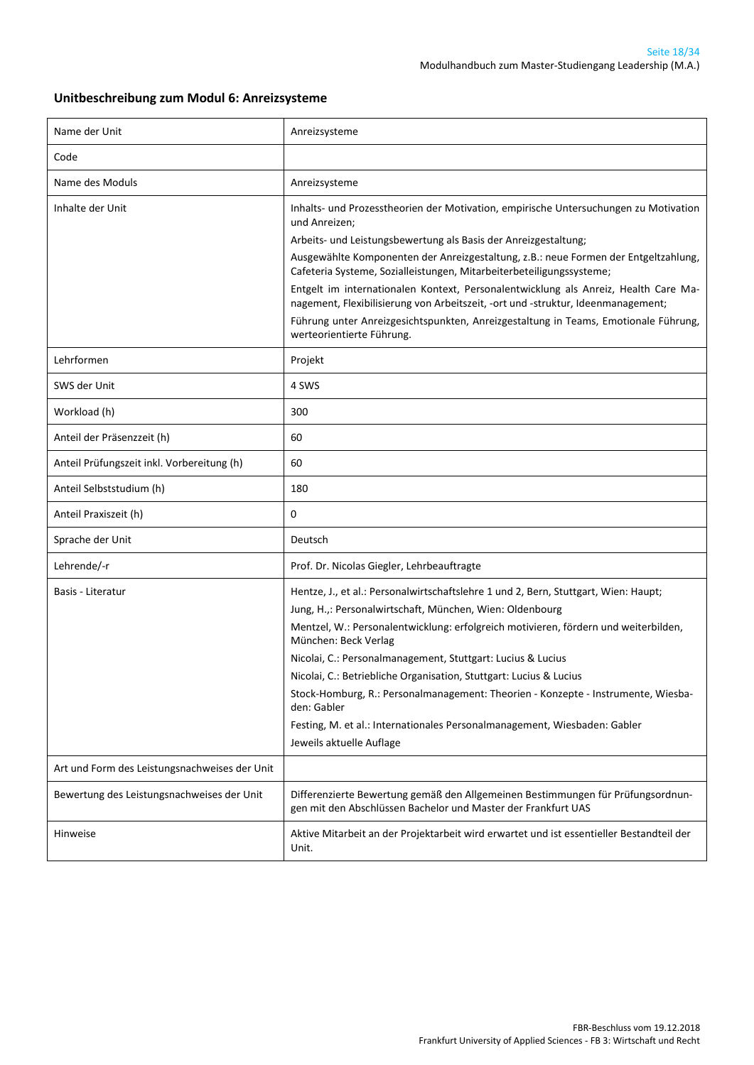## Unitbeschreibung zum Modul 6: Anreizsysteme

| | |
|---|---|
| Name der Unit | Anreizsysteme |
| Code | |
| Name des Moduls | Anreizsysteme |
| Inhalte der Unit | Inhalts- und Prozesstheorien der Motivation, empirische Untersuchungen zu Motivation und Anreizen;<br>Arbeits- und Leistungsbewertung als Basis der Anreizgestaltung;<br>Ausgewählte Komponenten der Anreizgestaltung, z.B.: neue Formen der Entgeltzahlung, Cafeteria Systeme, Sozialleistungen, Mitarbeiterbeteiligungssysteme;<br>Entgelt im internationalen Kontext, Personalentwicklung als Anreiz, Health Care Management, Flexibilisierung von Arbeitszeit, -ort und -struktur, Ideenmanagement;<br>Führung unter Anreizgesichtspunkten, Anreizgestaltung in Teams, Emotionale Führung, werteorientierte Führung. |
| Lehrformen | Projekt |
| SWS der Unit | 4 SWS |
| Workload (h) | 300 |
| Anteil der Präsenzzeit (h) | 60 |
| Anteil Prüfungszeit inkl. Vorbereitung (h) | 60 |
| Anteil Selbststudium (h) | 180 |
| Anteil Praxiszeit (h) | 0 |
| Sprache der Unit | Deutsch |
| Lehrende/-r | Prof. Dr. Nicolas Giegler, Lehrbeauftragte |
| Basis - Literatur | Hentze, J., et al.: Personalwirtschaftslehre 1 und 2, Bern, Stuttgart, Wien: Haupt;<br>Jung, H.,: Personalwirtschaft, München, Wien: Oldenbourg<br>Mentzel, W.: Personalentwicklung: erfolgreich motivieren, fördern und weiterbilden, München: Beck Verlag<br>Nicolai, C.: Personalmanagement, Stuttgart: Lucius & Lucius<br>Nicolai, C.: Betriebliche Organisation, Stuttgart: Lucius & Lucius<br>Stock-Homburg, R.: Personalmanagement: Theorien - Konzepte - Instrumente, Wiesbaden: Gabler<br>Festing, M. et al.: Internationales Personalmanagement, Wiesbaden: Gabler<br>Jeweils aktuelle Auflage |
| Art und Form des Leistungsnachweises der Unit | |
| Bewertung des Leistungsnachweises der Unit | Differenzierte Bewertung gemäß den Allgemeinen Bestimmungen für Prüfungsordnungen mit den Abschlüssen Bachelor und Master der Frankfurt UAS |
| Hinweise | Aktive Mitarbeit an der Projektarbeit wird erwartet und ist essentieller Bestandteil der Unit. |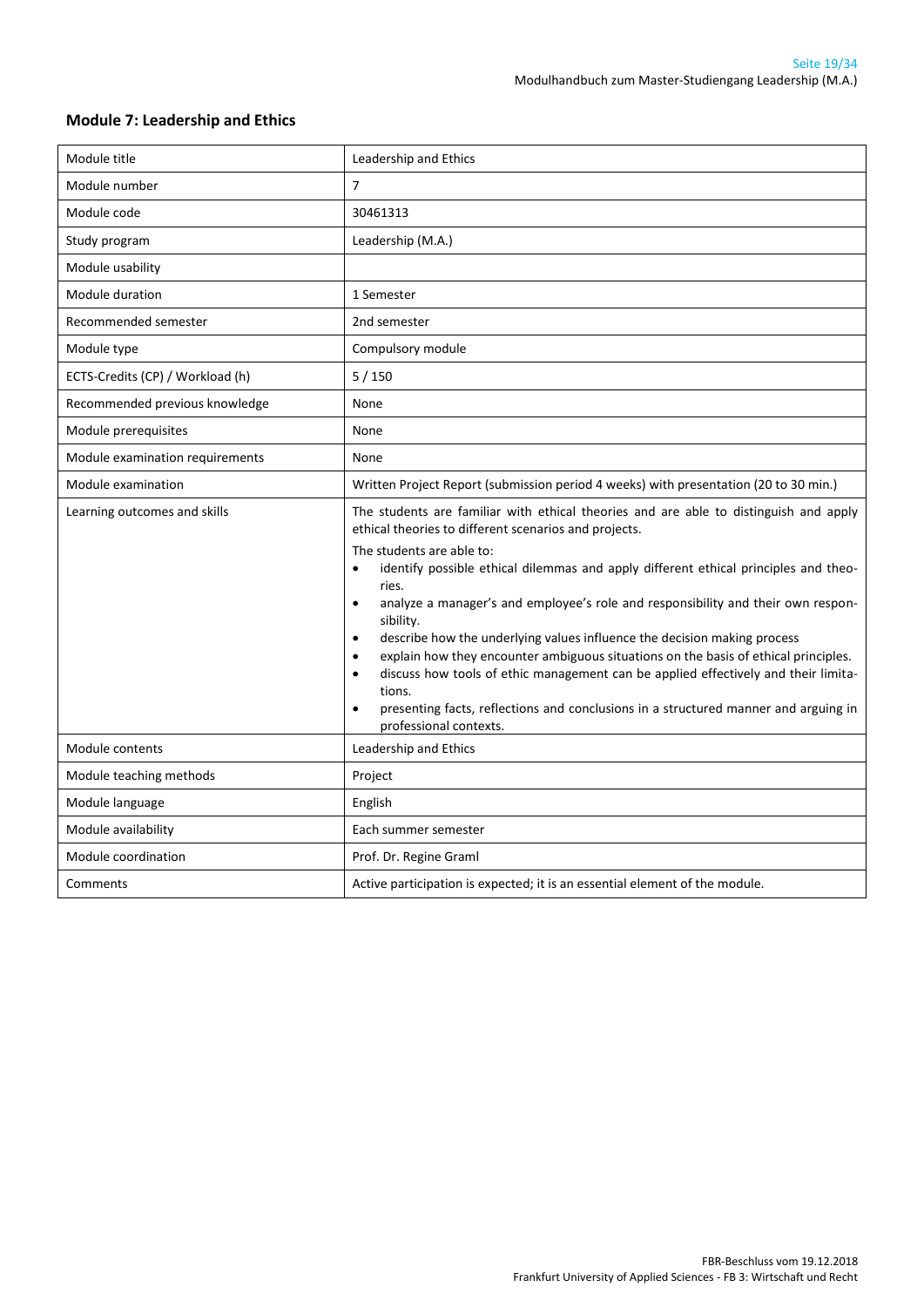## Module 7: Leadership and Ethics

| Module title | Leadership and Ethics |
|---|---|
| Module number | 7 |
| Module code | 30461313 |
| Study program | Leadership (M.A.) |
| Module usability | |
| Module duration | 1 Semester |
| Recommended semester | 2nd semester |
| Module type | Compulsory module |
| ECTS-Credits (CP) / Workload (h) | 5 / 150 |
| Recommended previous knowledge | None |
| Module prerequisites | None |
| Module examination requirements | None |
| Module examination | Written Project Report (submission period 4 weeks) with presentation (20 to 30 min.) |
| Learning outcomes and skills | The students are familiar with ethical theories and are able to distinguish and apply ethical theories to different scenarios and projects.<br><br>The students are able to:<br>• identify possible ethical dilemmas and apply different ethical principles and theories.<br>• analyze a manager's and employee's role and responsibility and their own responsibility.<br>• describe how the underlying values influence the decision making process<br>• explain how they encounter ambiguous situations on the basis of ethical principles.<br>• discuss how tools of ethic management can be applied effectively and their limitations.<br>• presenting facts, reflections and conclusions in a structured manner and arguing in professional contexts. |
| Module contents | Leadership and Ethics |
| Module teaching methods | Project |
| Module language | English |
| Module availability | Each summer semester |
| Module coordination | Prof. Dr. Regine Graml |
| Comments | Active participation is expected; it is an essential element of the module. |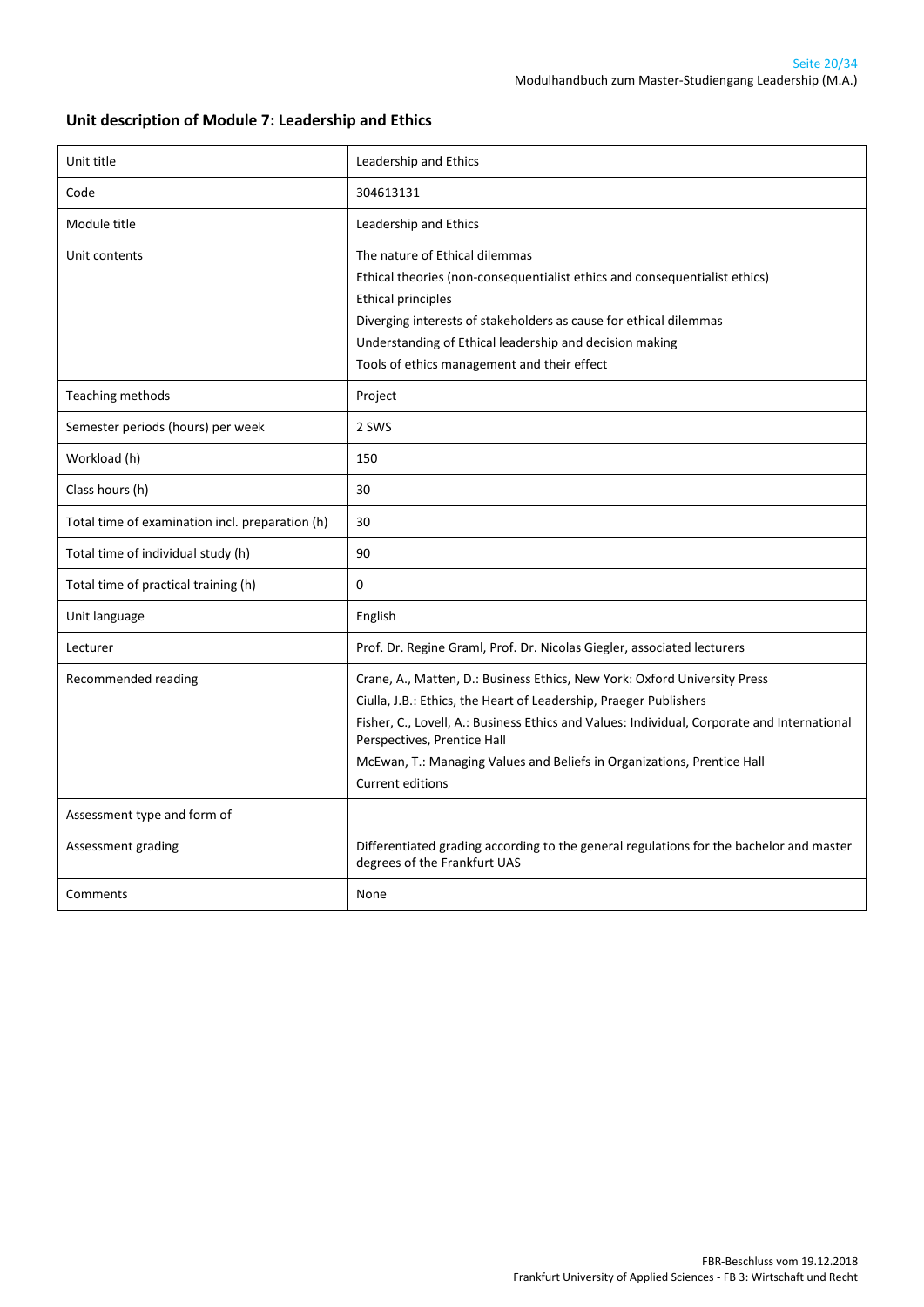## Unit description of Module 7: Leadership and Ethics

| Unit title | Leadership and Ethics |
|---|---|
| Code | 304613131 |
| Module title | Leadership and Ethics |
| Unit contents | The nature of Ethical dilemmas<br>Ethical theories (non-consequentialist ethics and consequentialist ethics)<br>Ethical principles<br>Diverging interests of stakeholders as cause for ethical dilemmas<br>Understanding of Ethical leadership and decision making<br>Tools of ethics management and their effect |
| Teaching methods | Project |
| Semester periods (hours) per week | 2 SWS |
| Workload (h) | 150 |
| Class hours (h) | 30 |
| Total time of examination incl. preparation (h) | 30 |
| Total time of individual study (h) | 90 |
| Total time of practical training (h) | 0 |
| Unit language | English |
| Lecturer | Prof. Dr. Regine Graml, Prof. Dr. Nicolas Giegler, associated lecturers |
| Recommended reading | Crane, A., Matten, D.: Business Ethics, New York: Oxford University Press<br>Ciulla, J.B.: Ethics, the Heart of Leadership, Praeger Publishers<br>Fisher, C., Lovell, A.: Business Ethics and Values: Individual, Corporate and International Perspectives, Prentice Hall<br>McEwan, T.: Managing Values and Beliefs in Organizations, Prentice Hall<br>Current editions |
| Assessment type and form of | |
| Assessment grading | Differentiated grading according to the general regulations for the bachelor and master degrees of the Frankfurt UAS |
| Comments | None |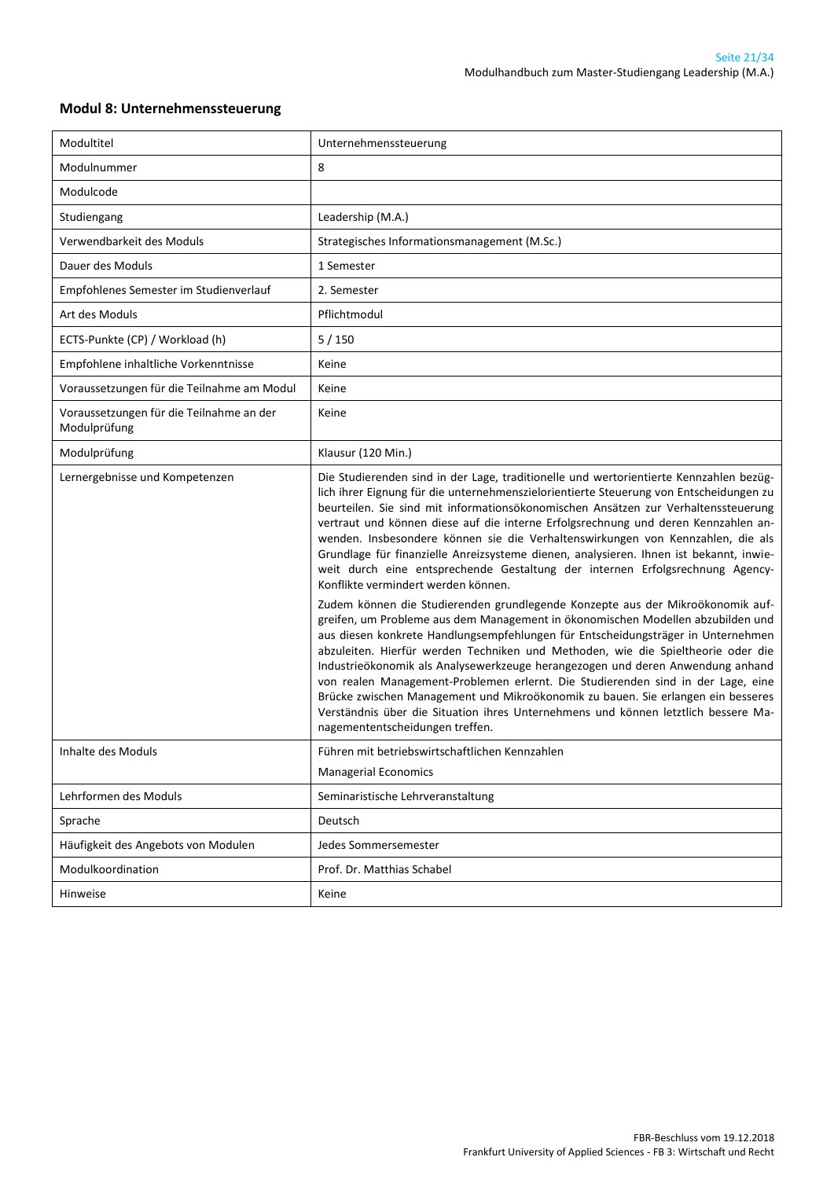## Modul 8: Unternehmenssteuerung

| Modultitel | Unternehmenssteuerung |
|---|---|
| Modulnummer | 8 |
| Modulcode | |
| Studiengang | Leadership (M.A.) |
| Verwendbarkeit des Moduls | Strategisches Informationsmanagement (M.Sc.) |
| Dauer des Moduls | 1 Semester |
| Empfohlenes Semester im Studienverlauf | 2. Semester |
| Art des Moduls | Pflichtmodul |
| ECTS-Punkte (CP) / Workload (h) | 5 / 150 |
| Empfohlene inhaltliche Vorkenntnisse | Keine |
| Voraussetzungen für die Teilnahme am Modul | Keine |
| Voraussetzungen für die Teilnahme an der Modulprüfung | Keine |
| Modulprüfung | Klausur (120 Min.) |
| Lernergebnisse und Kompetenzen | Die Studierenden sind in der Lage, traditionelle und wertorientierte Kennzahlen bezüglich ihrer Eignung für die unternehmenszielorientierte Steuerung von Entscheidungen zu beurteilen. Sie sind mit informationsökonomischen Ansätzen zur Verhaltenssteuerung vertraut und können diese auf die interne Erfolgsrechnung und deren Kennzahlen anwenden. Insbesondere können sie die Verhaltenswirkungen von Kennzahlen, die als Grundlage für finanzielle Anreizsysteme dienen, analysieren. Ihnen ist bekannt, inwieweit durch eine entsprechende Gestaltung der internen Erfolgsrechnung Agency-Konflikte vermindert werden können.<br><br>Zudem können die Studierenden grundlegende Konzepte aus der Mikroökonomik aufgreifen, um Probleme aus dem Management in ökonomischen Modellen abzubilden und aus diesen konkrete Handlungsempfehlungen für Entscheidungsträger in Unternehmen abzuleiten. Hierfür werden Techniken und Methoden, wie die Spieltheorie oder die Industrieökonomik als Analysewerkzeuge herangezogen und deren Anwendung anhand von realen Management-Problemen erlernt. Die Studierenden sind in der Lage, eine Brücke zwischen Management und Mikroökonomik zu bauen. Sie erlangen ein besseres Verständnis über die Situation ihres Unternehmens und können letztlich bessere Managemententscheidungen treffen. |
| Inhalte des Moduls | Führen mit betriebswirtschaftlichen Kennzahlen<br><br>Managerial Economics |
| Lehrformen des Moduls | Seminaristische Lehrveranstaltung |
| Sprache | Deutsch |
| Häufigkeit des Angebots von Modulen | Jedes Sommersemester |
| Modulkoordination | Prof. Dr. Matthias Schabel |
| Hinweise | Keine |

FBR-Beschluss vom 19.12.2018
Frankfurt University of Applied Sciences - FB 3: Wirtschaft und Recht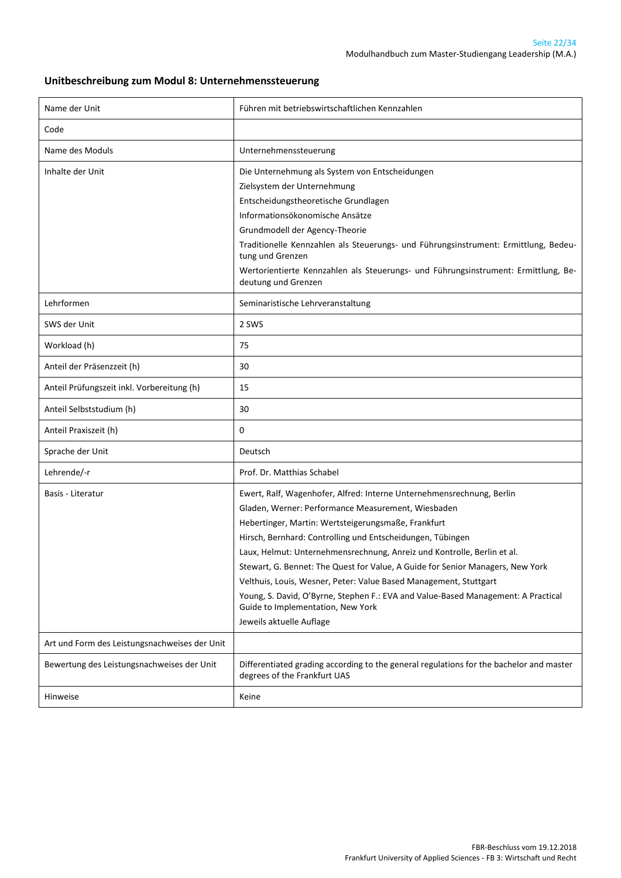## Unitbeschreibung zum Modul 8: Unternehmenssteuerung

| Name der Unit | Führen mit betriebswirtschaftlichen Kennzahlen |
|---|---|
| Code | |
| Name des Moduls | Unternehmenssteuerung |
| Inhalte der Unit | Die Unternehmung als System von Entscheidungen<br>Zielsystem der Unternehmung<br>Entscheidungstheoretische Grundlagen<br>Informationsökonomische Ansätze<br>Grundmodell der Agency-Theorie<br>Traditionelle Kennzahlen als Steuerungs- und Führungsinstrument: Ermittlung, Bedeutung und Grenzen<br>Wertorientierte Kennzahlen als Steuerungs- und Führungsinstrument: Ermittlung, Bedeutung und Grenzen |
| Lehrformen | Seminaristische Lehrveranstaltung |
| SWS der Unit | 2 SWS |
| Workload (h) | 75 |
| Anteil der Präsenzzeit (h) | 30 |
| Anteil Prüfungszeit inkl. Vorbereitung (h) | 15 |
| Anteil Selbststudium (h) | 30 |
| Anteil Praxiszeit (h) | 0 |
| Sprache der Unit | Deutsch |
| Lehrende/-r | Prof. Dr. Matthias Schabel |
| Basis - Literatur | Ewert, Ralf, Wagenhofer, Alfred: Interne Unternehmensrechnung, Berlin<br>Gladen, Werner: Performance Measurement, Wiesbaden<br>Hebertinger, Martin: Wertsteigerungsmaße, Frankfurt<br>Hirsch, Bernhard: Controlling und Entscheidungen, Tübingen<br>Laux, Helmut: Unternehmensrechnung, Anreiz und Kontrolle, Berlin et al.<br>Stewart, G. Bennet: The Quest for Value, A Guide for Senior Managers, New York<br>Velthuis, Louis, Wesner, Peter: Value Based Management, Stuttgart<br>Young, S. David, O'Byrne, Stephen F.: EVA and Value-Based Management: A Practical Guide to Implementation, New York<br>Jeweils aktuelle Auflage |
| Art und Form des Leistungsnachweises der Unit | |
| Bewertung des Leistungsnachweises der Unit | Differentiated grading according to the general regulations for the bachelor and master degrees of the Frankfurt UAS |
| Hinweise | Keine |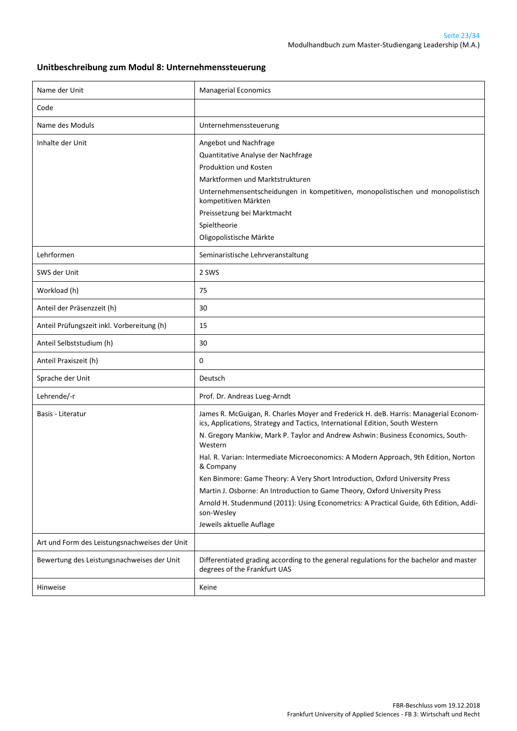## Unitbeschreibung zum Modul 8: Unternehmenssteuerung

| Name der Unit | Managerial Economics |
|---|---|
| Code | |
| Name des Moduls | Unternehmenssteuerung |
| Inhalte der Unit | Angebot und Nachfrage<br>Quantitative Analyse der Nachfrage<br>Produktion und Kosten<br>Marktformen und Marktstrukturen<br>Unternehmensentscheidungen in kompetitiven, monopolistischen und monopolistisch kompetitiven Märkten<br>Preissetzung bei Marktmacht<br>Spieltheorie<br>Oligopolistische Märkte |
| Lehrformen | Seminaristische Lehrveranstaltung |
| SWS der Unit | 2 SWS |
| Workload (h) | 75 |
| Anteil der Präsenzzeit (h) | 30 |
| Anteil Prüfungszeit inkl. Vorbereitung (h) | 15 |
| Anteil Selbststudium (h) | 30 |
| Anteil Praxiszeit (h) | 0 |
| Sprache der Unit | Deutsch |
| Lehrende/-r | Prof. Dr. Andreas Lueg-Arndt |
| Basis - Literatur | James R. McGuigan, R. Charles Moyer and Frederick H. deB. Harris: Managerial Economics, Applications, Strategy and Tactics, International Edition, South Western<br>N. Gregory Mankiw, Mark P. Taylor and Andrew Ashwin: Business Economics, South-Western<br>Hal. R. Varian: Intermediate Microeconomics: A Modern Approach, 9th Edition, Norton & Company<br>Ken Binmore: Game Theory: A Very Short Introduction, Oxford University Press<br>Martin J. Osborne: An Introduction to Game Theory, Oxford University Press<br>Arnold H. Studenmund (2011): Using Econometrics: A Practical Guide, 6th Edition, Addison-Wesley<br>Jeweils aktuelle Auflage |
| Art und Form des Leistungsnachweises der Unit | |
| Bewertung des Leistungsnachweises der Unit | Differentiated grading according to the general regulations for the bachelor and master degrees of the Frankfurt UAS |
| Hinweise | Keine |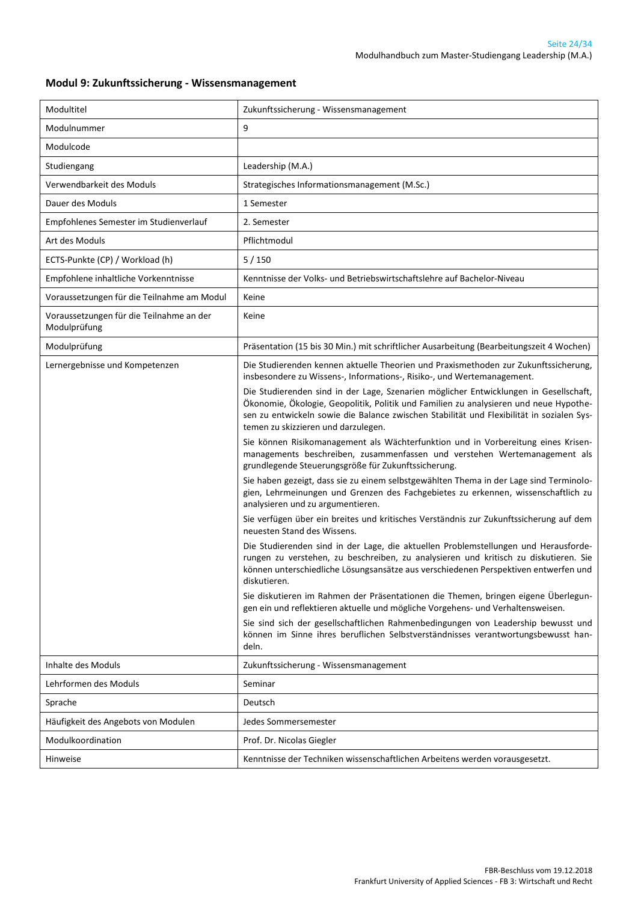## Modul 9: Zukunftssicherung - Wissensmanagement

| Modultitel | Zukunftssicherung - Wissensmanagement |
|---|---|
| Modulnummer | 9 |
| Modulcode | |
| Studiengang | Leadership (M.A.) |
| Verwendbarkeit des Moduls | Strategisches Informationsmanagement (M.Sc.) |
| Dauer des Moduls | 1 Semester |
| Empfohlenes Semester im Studienverlauf | 2. Semester |
| Art des Moduls | Pflichtmodul |
| ECTS-Punkte (CP) / Workload (h) | 5 / 150 |
| Empfohlene inhaltliche Vorkenntnisse | Kenntnisse der Volks- und Betriebswirtschaftslehre auf Bachelor-Niveau |
| Voraussetzungen für die Teilnahme am Modul | Keine |
| Voraussetzungen für die Teilnahme an der Modulprüfung | Keine |
| Modulprüfung | Präsentation (15 bis 30 Min.) mit schriftlicher Ausarbeitung (Bearbeitungszeit 4 Wochen) |
| Lernergebnisse und Kompetenzen | Die Studierenden kennen aktuelle Theorien und Praxismethoden zur Zukunftssicherung, insbesondere zu Wissens-, Informations-, Risiko-, und Wertemanagement.<br><br>Die Studierenden sind in der Lage, Szenarien möglicher Entwicklungen in Gesellschaft, Ökonomie, Ökologie, Geopolitik, Politik und Familien zu analysieren und neue Hypothesen zu entwickeln sowie die Balance zwischen Stabilität und Flexibilität in sozialen Systemen zu skizzieren und darzulegen.<br><br>Sie können Risikomanagement als Wächterfunktion und in Vorbereitung eines Krisenmanagements beschreiben, zusammenfassen und verstehen Wertemanagement als grundlegende Steuerungsgröße für Zukunftssicherung.<br><br>Sie haben gezeigt, dass sie zu einem selbstgewählten Thema in der Lage sind Terminologien, Lehrmeinungen und Grenzen des Fachgebietes zu erkennen, wissenschaftlich zu analysieren und zu argumentieren.<br><br>Sie verfügen über ein breites und kritisches Verständnis zur Zukunftssicherung auf dem neuesten Stand des Wissens.<br><br>Die Studierenden sind in der Lage, die aktuellen Problemstellungen und Herausforderungen zu verstehen, zu beschreiben, zu analysieren und kritisch zu diskutieren. Sie können unterschiedliche Lösungsansätze aus verschiedenen Perspektiven entwerfen und diskutieren.<br><br>Sie diskutieren im Rahmen der Präsentationen die Themen, bringen eigene Überlegungen ein und reflektieren aktuelle und mögliche Vorgehens- und Verhaltensweisen.<br><br>Sie sind sich der gesellschaftlichen Rahmenbedingungen von Leadership bewusst und können im Sinne ihres beruflichen Selbstverständnisses verantwortungsbewusst handeln. |
| Inhalte des Moduls | Zukunftssicherung - Wissensmanagement |
| Lehrformen des Moduls | Seminar |
| Sprache | Deutsch |
| Häufigkeit des Angebots von Modulen | Jedes Sommersemester |
| Modulkoordination | Prof. Dr. Nicolas Giegler |
| Hinweise | Kenntnisse der Techniken wissenschaftlichen Arbeitens werden vorausgesetzt. |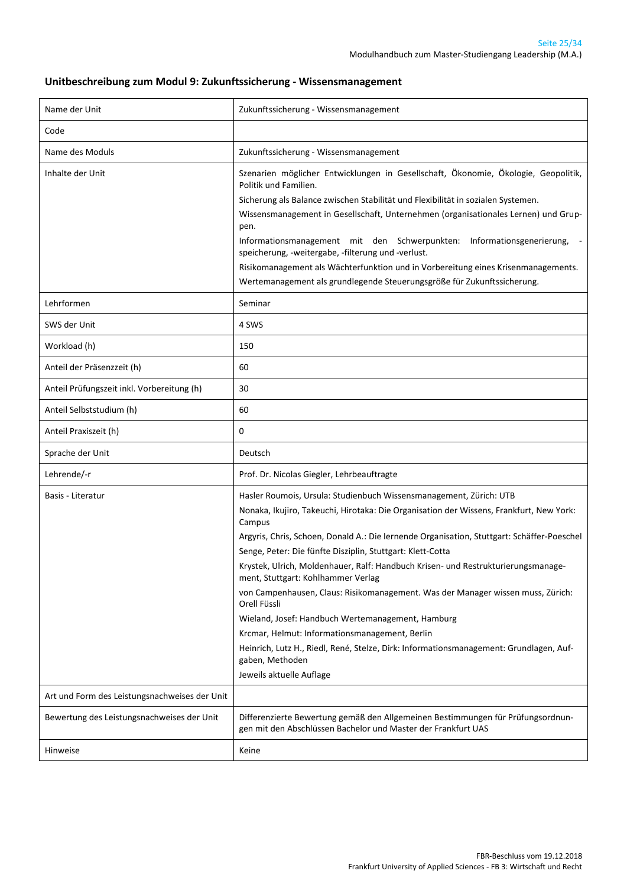## Unitbeschreibung zum Modul 9: Zukunftssicherung - Wissensmanagement

| Name der Unit | Zukunftssicherung - Wissensmanagement |
|---|---|
| Code | |
| Name des Moduls | Zukunftssicherung - Wissensmanagement |
| Inhalte der Unit | Szenarien möglicher Entwicklungen in Gesellschaft, Ökonomie, Ökologie, Geopolitik, Politik und Familien.<br>Sicherung als Balance zwischen Stabilität und Flexibilität in sozialen Systemen.<br>Wissensmanagement in Gesellschaft, Unternehmen (organisationales Lernen) und Gruppen.<br>Informationsmanagement mit den Schwerpunkten: Informationsgenerierung, -speicherung, -weitergabe, -filterung und -verlust.<br>Risikomanagement als Wächterfunktion und in Vorbereitung eines Krisenmanagements.<br>Wertemanagement als grundlegende Steuerungsgröße für Zukunftssicherung. |
| Lehrformen | Seminar |
| SWS der Unit | 4 SWS |
| Workload (h) | 150 |
| Anteil der Präsenzzeit (h) | 60 |
| Anteil Prüfungszeit inkl. Vorbereitung (h) | 30 |
| Anteil Selbststudium (h) | 60 |
| Anteil Praxiszeit (h) | 0 |
| Sprache der Unit | Deutsch |
| Lehrende/-r | Prof. Dr. Nicolas Giegler, Lehrbeauftragte |
| Basis - Literatur | Hasler Roumois, Ursula: Studienbuch Wissensmanagement, Zürich: UTB<br>Nonaka, Ikujiro, Takeuchi, Hirotaka: Die Organisation der Wissens, Frankfurt, New York: Campus<br>Argyris, Chris, Schoen, Donald A.: Die lernende Organisation, Stuttgart: Schäffer-Poeschel<br>Senge, Peter: Die fünfte Disziplin, Stuttgart: Klett-Cotta<br>Krystek, Ulrich, Moldenhauer, Ralf: Handbuch Krisen- und Restrukturierungsmanagement, Stuttgart: Kohlhammer Verlag<br>von Campenhausen, Claus: Risikomanagement. Was der Manager wissen muss, Zürich: Orell Füssli<br>Wieland, Josef: Handbuch Wertemanagement, Hamburg<br>Krcmar, Helmut: Informationsmanagement, Berlin<br>Heinrich, Lutz H., Riedl, René, Stelze, Dirk: Informationsmanagement: Grundlagen, Aufgaben, Methoden<br>Jeweils aktuelle Auflage |
| Art und Form des Leistungsnachweises der Unit | |
| Bewertung des Leistungsnachweises der Unit | Differenzierte Bewertung gemäß den Allgemeinen Bestimmungen für Prüfungsordnungen mit den Abschlüssen Bachelor und Master der Frankfurt UAS |
| Hinweise | Keine |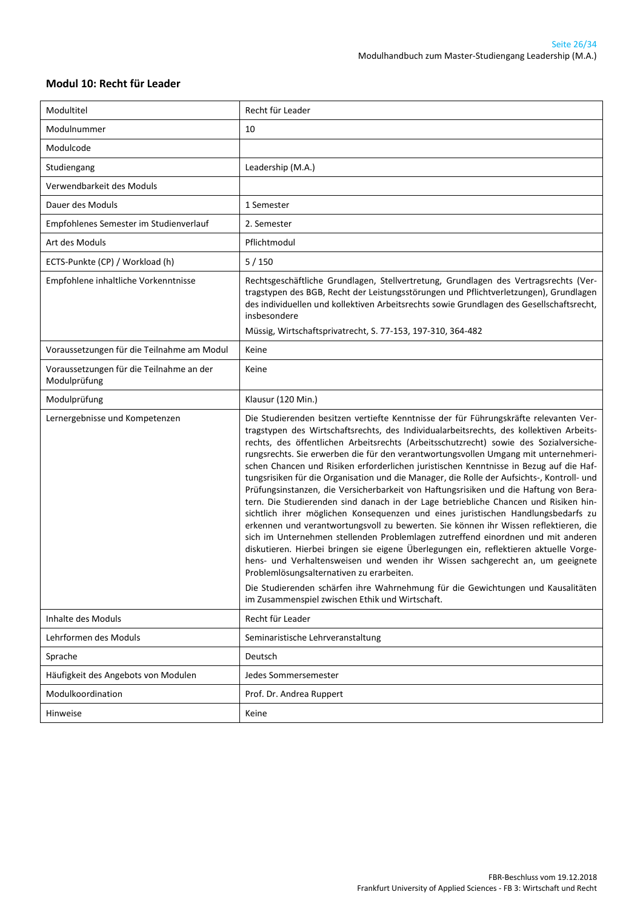### Modul 10: Recht für Leader

| | |
|---|---|
| Modultitel | Recht für Leader |
| Modulnummer | 10 |
| Modulcode | |
| Studiengang | Leadership (M.A.) |
| Verwendbarkeit des Moduls | |
| Dauer des Moduls | 1 Semester |
| Empfohlenes Semester im Studienverlauf | 2. Semester |
| Art des Moduls | Pflichtmodul |
| ECTS-Punkte (CP) / Workload (h) | 5 / 150 |
| Empfohlene inhaltliche Vorkenntnisse | Rechtsgeschäftliche Grundlagen, Stellvertretung, Grundlagen des Vertragsrechts (Vertragstypen des BGB, Recht der Leistungsstörungen und Pflichtverletzungen), Grundlagen des individuellen und kollektiven Arbeitsrechts sowie Grundlagen des Gesellschaftsrecht, insbesondere<br><br>Müssig, Wirtschaftsprivatrecht, S. 77-153, 197-310, 364-482 |
| Voraussetzungen für die Teilnahme am Modul | Keine |
| Voraussetzungen für die Teilnahme an der Modulprüfung | Keine |
| Modulprüfung | Klausur (120 Min.) |
| Lernergebnisse und Kompetenzen | Die Studierenden besitzen vertiefte Kenntnisse der für Führungskräfte relevanten Vertragstypen des Wirtschaftsrechts, des Individualarbeitsrechts, des kollektiven Arbeitsrechts, des öffentlichen Arbeitsrechts (Arbeitsschutzrecht) sowie des Sozialversicherungsrechts. Sie erwerben die für den verantwortungsvollen Umgang mit unternehmerischen Chancen und Risiken erforderlichen juristischen Kenntnisse in Bezug auf die Haftungsrisiken für die Organisation und die Manager, die Rolle der Aufsichts-, Kontroll- und Prüfungsinstanzen, die Versicherbarkeit von Haftungsrisiken und die Haftung von Beratern. Die Studierenden sind danach in der Lage betriebliche Chancen und Risiken hinsichtlich ihrer möglichen Konsequenzen und eines juristischen Handlungsbedarfs zu erkennen und verantwortungsvoll zu bewerten. Sie können ihr Wissen reflektieren, die sich im Unternehmen stellenden Problemlagen zutreffend einordnen und mit anderen diskutieren. Hierbei bringen sie eigene Überlegungen ein, reflektieren aktuelle Vorgehens- und Verhaltensweisen und wenden ihr Wissen sachgerecht an, um geeignete Problemlösungsalternativen zu erarbeiten.<br><br>Die Studierenden schärfen ihre Wahrnehmung für die Gewichtungen und Kausalitäten im Zusammenspiel zwischen Ethik und Wirtschaft. |
| Inhalte des Moduls | Recht für Leader |
| Lehrformen des Moduls | Seminaristische Lehrveranstaltung |
| Sprache | Deutsch |
| Häufigkeit des Angebots von Modulen | Jedes Sommersemester |
| Modulkoordination | Prof. Dr. Andrea Ruppert |
| Hinweise | Keine |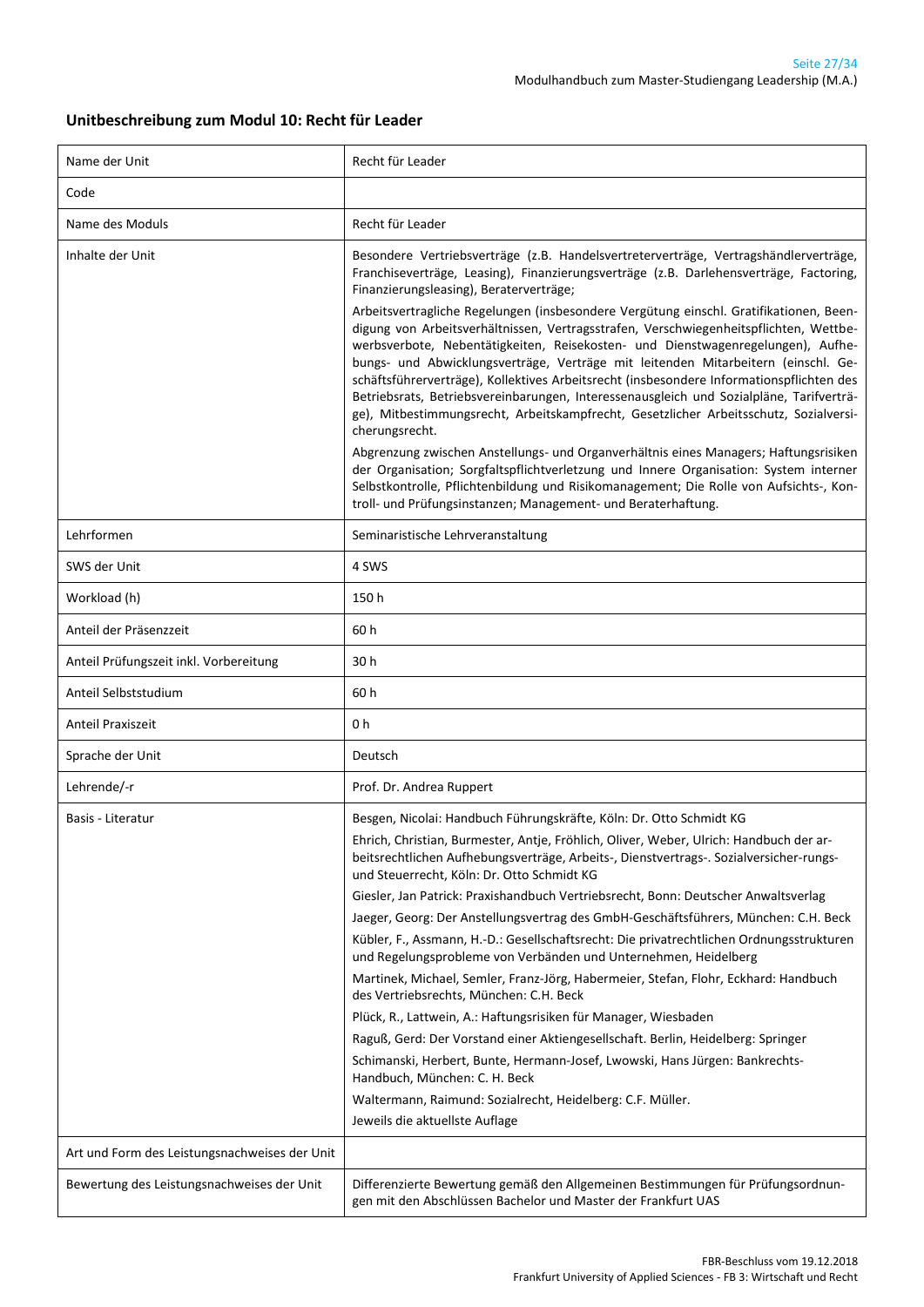## Unitbeschreibung zum Modul 10: Recht für Leader

| Name der Unit | Recht für Leader |
|---|---|
| Code | |
| Name des Moduls | Recht für Leader |
| Inhalte der Unit | Besondere Vertriebsverträge (z.B. Handelsvertreterverträge, Vertragshändlerverträge, Franchiseverträge, Leasing), Finanzierungsverträge (z.B. Darlehensverträge, Factoring, Finanzierungsleasing), Beraterverträge;<br>Arbeitsvertragliche Regelungen (insbesondere Vergütung einschl. Gratifikationen, Beendigung von Arbeitsverhältnissen, Vertragsstrafen, Verschwiegenheitspflichten, Wettbewerbsverbote, Nebentätigkeiten, Reisekosten- und Dienstwagenregelungen), Aufhebungs- und Abwicklungsverträge, Verträge mit leitenden Mitarbeitern (einschl. Geschäftsführerverträge), Kollektives Arbeitsrecht (insbesondere Informationspflichten des Betriebsrats, Betriebsvereinbarungen, Interessenausgleich und Sozialpläne, Tarifverträge), Mitbestimmungsrecht, Arbeitskampfrecht, Gesetzlicher Arbeitsschutz, Sozialversicherungsrecht.<br>Abgrenzung zwischen Anstellungs- und Organverhältnis eines Managers; Haftungsrisiken der Organisation; Sorgfaltspflichtverletzung und Innere Organisation: System interner Selbstkontrolle, Pflichtenbildung und Risikomanagement; Die Rolle von Aufsichts-, Kontroll- und Prüfungsinstanzen; Management- und Beraterhaftung. |
| Lehrformen | Seminaristische Lehrveranstaltung |
| SWS der Unit | 4 SWS |
| Workload (h) | 150 h |
| Anteil der Präsenzzeit | 60 h |
| Anteil Prüfungszeit inkl. Vorbereitung | 30 h |
| Anteil Selbststudium | 60 h |
| Anteil Praxiszeit | 0 h |
| Sprache der Unit | Deutsch |
| Lehrende/-r | Prof. Dr. Andrea Ruppert |
| Basis - Literatur | Besgen, Nicolai: Handbuch Führungskräfte, Köln: Dr. Otto Schmidt KG<br>Ehrich, Christian, Burmester, Antje, Fröhlich, Oliver, Weber, Ulrich: Handbuch der arbeitsrechtlichen Aufhebungsverträge, Arbeits-, Dienstvertrags-. Sozialversicher-rungs- und Steuerrecht, Köln: Dr. Otto Schmidt KG<br>Giesler, Jan Patrick: Praxishandbuch Vertriebsrecht, Bonn: Deutscher Anwaltsverlag<br>Jaeger, Georg: Der Anstellungsvertrag des GmbH-Geschäftsführers, München: C.H. Beck<br>Kübler, F., Assmann, H.-D.: Gesellschaftsrecht: Die privatrechtlichen Ordnungsstrukturen und Regelungsprobleme von Verbänden und Unternehmen, Heidelberg<br>Martinek, Michael, Semler, Franz-Jörg, Habermeier, Stefan, Flohr, Eckhard: Handbuch des Vertriebsrechts, München: C.H. Beck<br>Plück, R., Lattwein, A.: Haftungsrisiken für Manager, Wiesbaden<br>Raguß, Gerd: Der Vorstand einer Aktiengesellschaft. Berlin, Heidelberg: Springer<br>Schimanski, Herbert, Bunte, Hermann-Josef, Lwowski, Hans Jürgen: Bankrechts-Handbuch, München: C. H. Beck<br>Waltermann, Raimund: Sozialrecht, Heidelberg: C.F. Müller.<br>Jeweils die aktuellste Auflage |
| Art und Form des Leistungsnachweises der Unit | |
| Bewertung des Leistungsnachweises der Unit | Differenzierte Bewertung gemäß den Allgemeinen Bestimmungen für Prüfungsordnungen mit den Abschlüssen Bachelor und Master der Frankfurt UAS |

FBR-Beschluss vom 19.12.2018
Frankfurt University of Applied Sciences - FB 3: Wirtschaft und Recht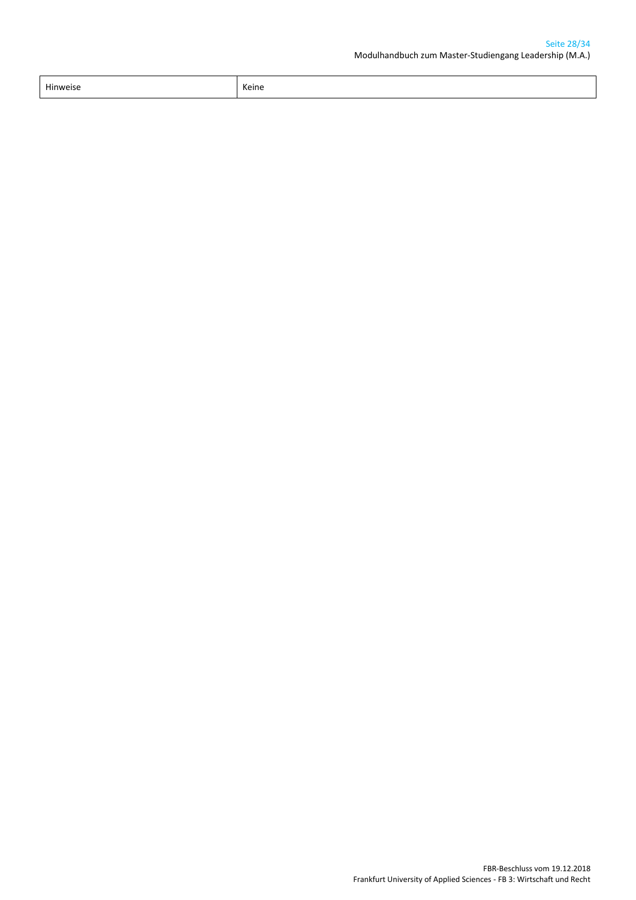| Hinweise | Keine |
|---|---|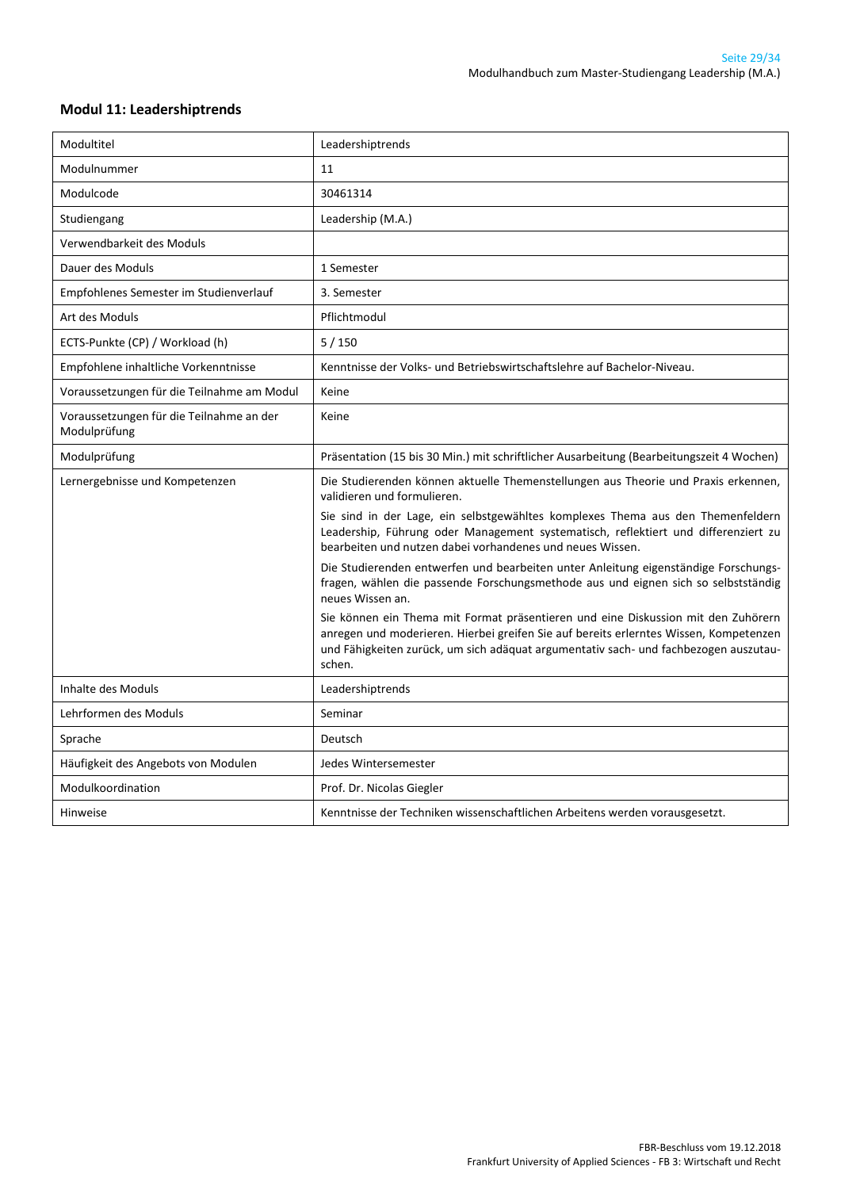## Modul 11: Leadershiptrends

| Modultitel | Leadershiptrends |
|---|---|
| Modulnummer | 11 |
| Modulcode | 30461314 |
| Studiengang | Leadership (M.A.) |
| Verwendbarkeit des Moduls | |
| Dauer des Moduls | 1 Semester |
| Empfohlenes Semester im Studienverlauf | 3. Semester |
| Art des Moduls | Pflichtmodul |
| ECTS-Punkte (CP) / Workload (h) | 5 / 150 |
| Empfohlene inhaltliche Vorkenntnisse | Kenntnisse der Volks- und Betriebswirtschaftslehre auf Bachelor-Niveau. |
| Voraussetzungen für die Teilnahme am Modul | Keine |
| Voraussetzungen für die Teilnahme an der Modulprüfung | Keine |
| Modulprüfung | Präsentation (15 bis 30 Min.) mit schriftlicher Ausarbeitung (Bearbeitungszeit 4 Wochen) |
| Lernergebnisse und Kompetenzen | Die Studierenden können aktuelle Themenstellungen aus Theorie und Praxis erkennen, validieren und formulieren.<br><br>Sie sind in der Lage, ein selbstgewähltes komplexes Thema aus den Themenfeldern Leadership, Führung oder Management systematisch, reflektiert und differenziert zu bearbeiten und nutzen dabei vorhandenes und neues Wissen.<br><br>Die Studierenden entwerfen und bearbeiten unter Anleitung eigenständige Forschungsfragen, wählen die passende Forschungsmethode aus und eignen sich so selbstständig neues Wissen an.<br><br>Sie können ein Thema mit Format präsentieren und eine Diskussion mit den Zuhörern anregen und moderieren. Hierbei greifen Sie auf bereits erlerntes Wissen, Kompetenzen und Fähigkeiten zurück, um sich adäquat argumentativ sach- und fachbezogen auszutauschen. |
| Inhalte des Moduls | Leadershiptrends |
| Lehrformen des Moduls | Seminar |
| Sprache | Deutsch |
| Häufigkeit des Angebots von Modulen | Jedes Wintersemester |
| Modulkoordination | Prof. Dr. Nicolas Giegler |
| Hinweise | Kenntnisse der Techniken wissenschaftlichen Arbeitens werden vorausgesetzt. |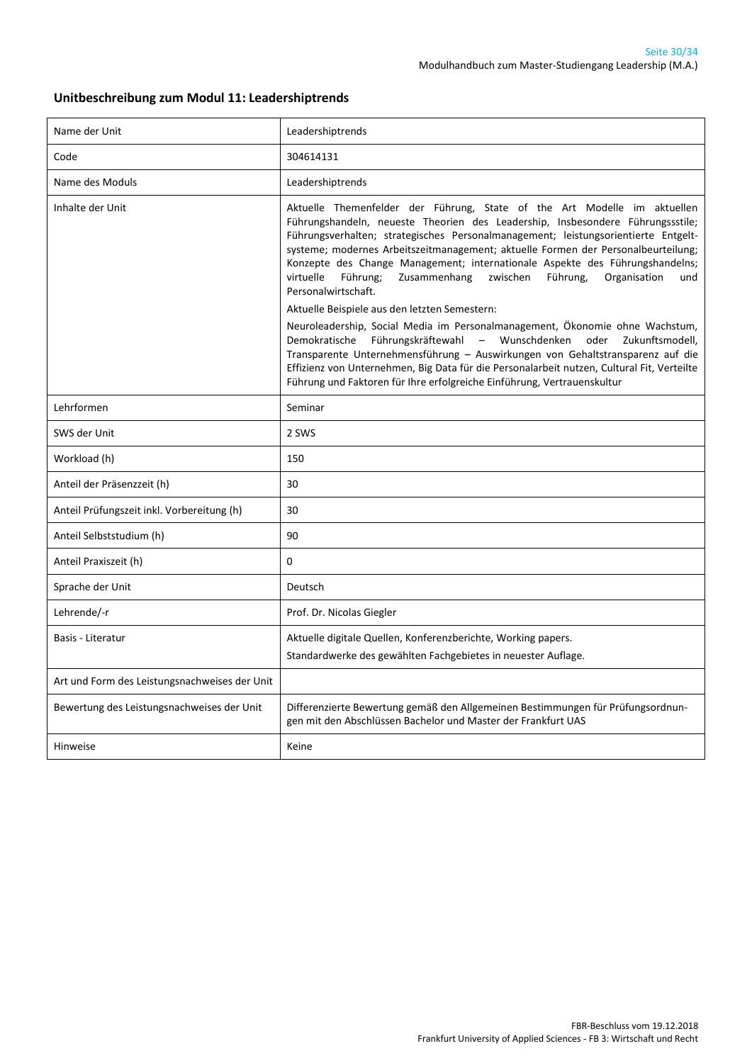## Unitbeschreibung zum Modul 11: Leadershiptrends

| Name der Unit | Leadershiptrends |
|---|---|
| Code | 304614131 |
| Name des Moduls | Leadershiptrends |
| Inhalte der Unit | Aktuelle Themenfelder der Führung, State of the Art Modelle im aktuellen Führungshandeln, neueste Theorien des Leadership, Insbesondere Führungssstile; Führungsverhalten; strategisches Personalmanagement; leistungsorientierte Entgelt-systeme; modernes Arbeitszeitmanagement; aktuelle Formen der Personalbeurteilung; Konzepte des Change Management; internationale Aspekte des Führungshandelns; virtuelle Führung; Zusammenhang zwischen Führung, Organisation und Personalwirtschaft.<br><br>Aktuelle Beispiele aus den letzten Semestern:<br><br>Neuroleadership, Social Media im Personalmanagement, Ökonomie ohne Wachstum, Demokratische Führungskräftewahl – Wunschdenken oder Zukunftsmodell, Transparente Unternehmensführung – Auswirkungen von Gehaltstransparenz auf die Effizienz von Unternehmen, Big Data für die Personalarbeit nutzen, Cultural Fit, Verteilte Führung und Faktoren für Ihre erfolgreiche Einführung, Vertrauenskultur |
| Lehrformen | Seminar |
| SWS der Unit | 2 SWS |
| Workload (h) | 150 |
| Anteil der Präsenzzeit (h) | 30 |
| Anteil Prüfungszeit inkl. Vorbereitung (h) | 30 |
| Anteil Selbststudium (h) | 90 |
| Anteil Praxiszeit (h) | 0 |
| Sprache der Unit | Deutsch |
| Lehrende/-r | Prof. Dr. Nicolas Giegler |
| Basis - Literatur | Aktuelle digitale Quellen, Konferenzberichte, Working papers.<br><br>Standardwerke des gewählten Fachgebietes in neuester Auflage. |
| Art und Form des Leistungsnachweises der Unit | |
| Bewertung des Leistungsnachweises der Unit | Differenzierte Bewertung gemäß den Allgemeinen Bestimmungen für Prüfungsordnun-gen mit den Abschlüssen Bachelor und Master der Frankfurt UAS |
| Hinweise | Keine |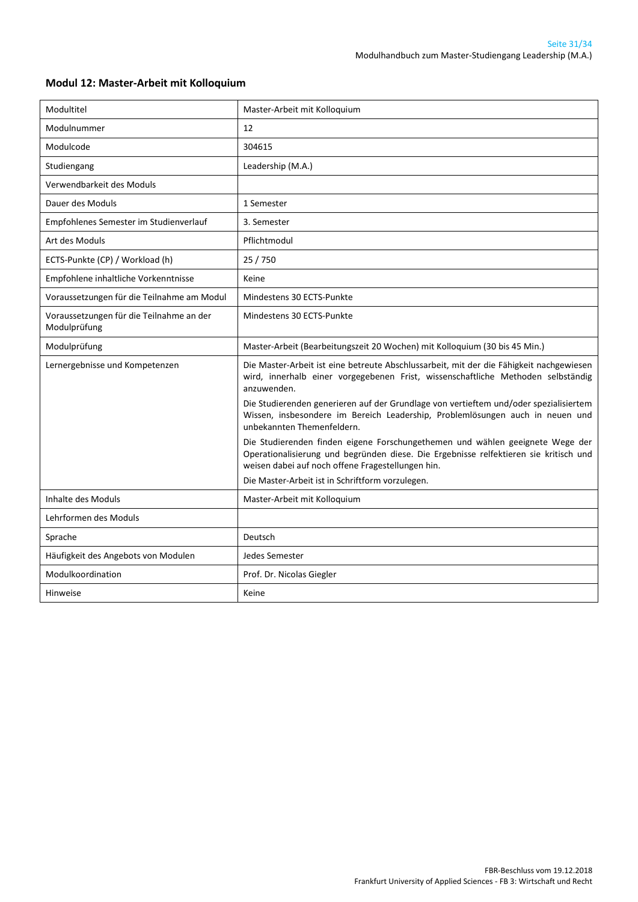## Modul 12: Master-Arbeit mit Kolloquium

| | |
|---|---|
| Modultitel | Master-Arbeit mit Kolloquium |
| Modulnummer | 12 |
| Modulcode | 304615 |
| Studiengang | Leadership (M.A.) |
| Verwendbarkeit des Moduls | |
| Dauer des Moduls | 1 Semester |
| Empfohlenes Semester im Studienverlauf | 3. Semester |
| Art des Moduls | Pflichtmodul |
| ECTS-Punkte (CP) / Workload (h) | 25 / 750 |
| Empfohlene inhaltliche Vorkenntnisse | Keine |
| Voraussetzungen für die Teilnahme am Modul | Mindestens 30 ECTS-Punkte |
| Voraussetzungen für die Teilnahme an der Modulprüfung | Mindestens 30 ECTS-Punkte |
| Modulprüfung | Master-Arbeit (Bearbeitungszeit 20 Wochen) mit Kolloquium (30 bis 45 Min.) |
| Lernergebnisse und Kompetenzen | Die Master-Arbeit ist eine betreute Abschlussarbeit, mit der die Fähigkeit nachgewiesen wird, innerhalb einer vorgegebenen Frist, wissenschaftliche Methoden selbständig anzuwenden.<br><br>Die Studierenden generieren auf der Grundlage von vertieftem und/oder spezialisiertem Wissen, insbesondere im Bereich Leadership, Problemlösungen auch in neuen und unbekannten Themenfeldern.<br><br>Die Studierenden finden eigene Forschungethemen und wählen geeignete Wege der Operationalisierung und begründen diese. Die Ergebnisse relfektieren sie kritisch und weisen dabei auf noch offene Fragestellungen hin.<br><br>Die Master-Arbeit ist in Schriftform vorzulegen. |
| Inhalte des Moduls | Master-Arbeit mit Kolloquium |
| Lehrformen des Moduls | |
| Sprache | Deutsch |
| Häufigkeit des Angebots von Modulen | Jedes Semester |
| Modulkoordination | Prof. Dr. Nicolas Giegler |
| Hinweise | Keine |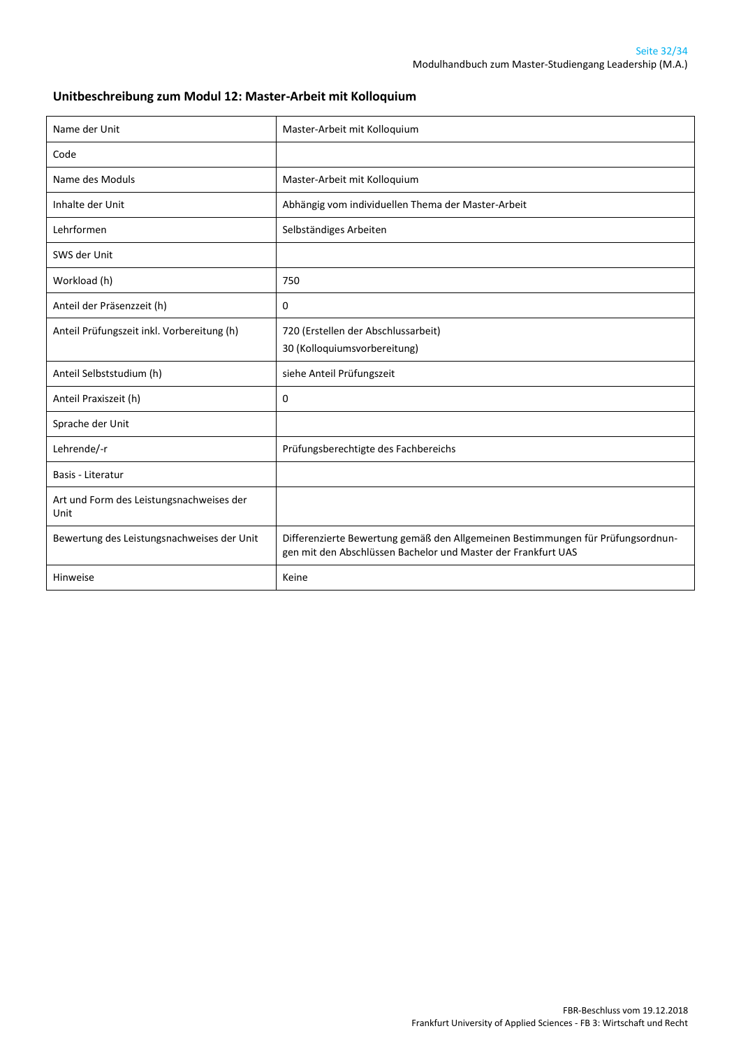## Unitbeschreibung zum Modul 12: Master-Arbeit mit Kolloquium

| | |
|---|---|
| Name der Unit | Master-Arbeit mit Kolloquium |
| Code | |
| Name des Moduls | Master-Arbeit mit Kolloquium |
| Inhalte der Unit | Abhängig vom individuellen Thema der Master-Arbeit |
| Lehrformen | Selbständiges Arbeiten |
| SWS der Unit | |
| Workload (h) | 750 |
| Anteil der Präsenzzeit (h) | 0 |
| Anteil Prüfungszeit inkl. Vorbereitung (h) | 720 (Erstellen der Abschlussarbeit)<br>30 (Kolloquiumsvorbereitung) |
| Anteil Selbststudium (h) | siehe Anteil Prüfungszeit |
| Anteil Praxiszeit (h) | 0 |
| Sprache der Unit | |
| Lehrende/-r | Prüfungsberechtigte des Fachbereichs |
| Basis - Literatur | |
| Art und Form des Leistungsnachweises der Unit | |
| Bewertung des Leistungsnachweises der Unit | Differenzierte Bewertung gemäß den Allgemeinen Bestimmungen für Prüfungsordnungen mit den Abschlüssen Bachelor und Master der Frankfurt UAS |
| Hinweise | Keine |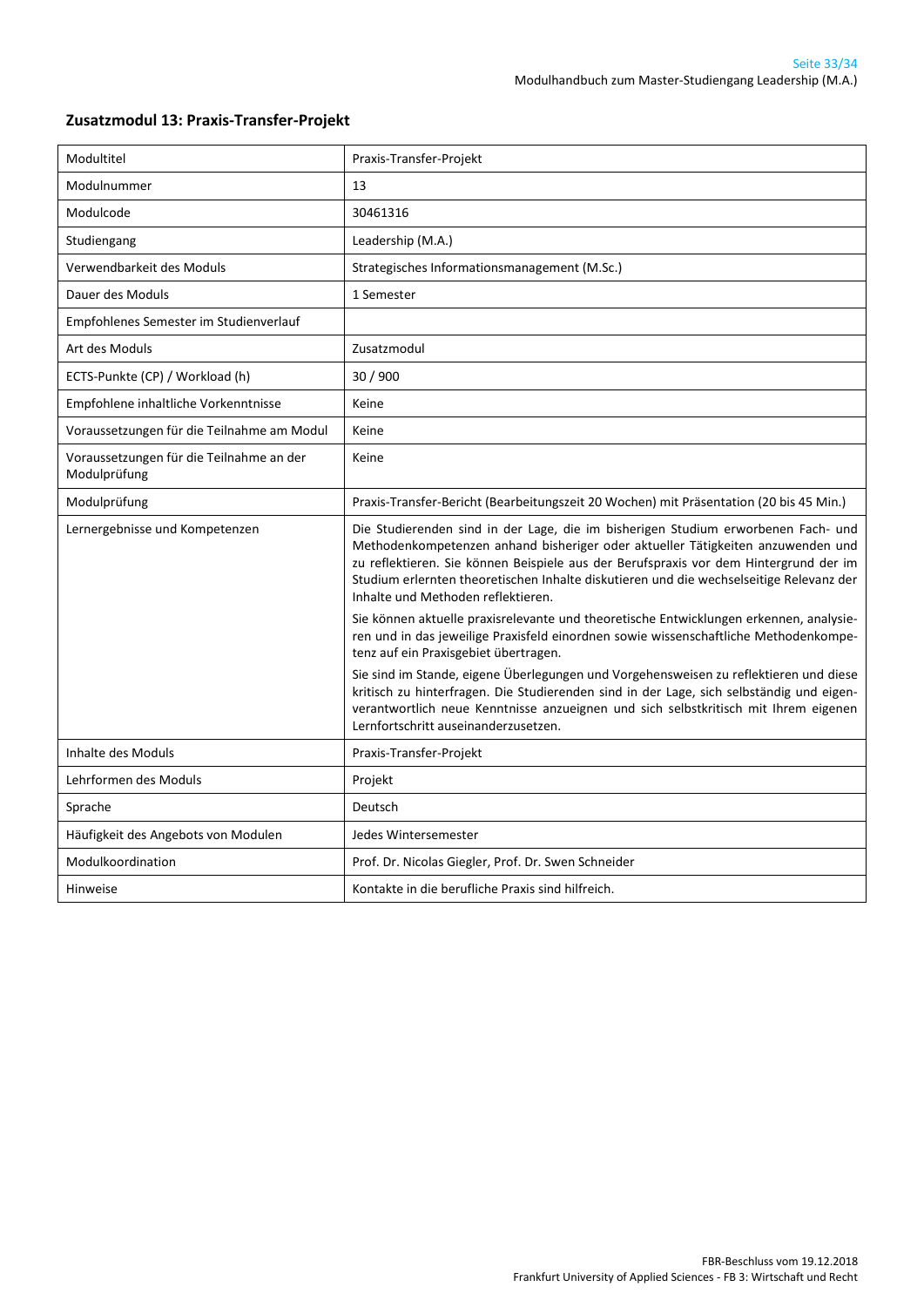## Zusatzmodul 13: Praxis-Transfer-Projekt

| | |
|---|---|
| Modultitel | Praxis-Transfer-Projekt |
| Modulnummer | 13 |
| Modulcode | 30461316 |
| Studiengang | Leadership (M.A.) |
| Verwendbarkeit des Moduls | Strategisches Informationsmanagement (M.Sc.) |
| Dauer des Moduls | 1 Semester |
| Empfohlenes Semester im Studienverlauf | |
| Art des Moduls | Zusatzmodul |
| ECTS-Punkte (CP) / Workload (h) | 30 / 900 |
| Empfohlene inhaltliche Vorkenntnisse | Keine |
| Voraussetzungen für die Teilnahme am Modul | Keine |
| Voraussetzungen für die Teilnahme an der Modulprüfung | Keine |
| Modulprüfung | Praxis-Transfer-Bericht (Bearbeitungszeit 20 Wochen) mit Präsentation (20 bis 45 Min.) |
| Lernergebnisse und Kompetenzen | Die Studierenden sind in der Lage, die im bisherigen Studium erworbenen Fach- und Methodenkompetenzen anhand bisheriger oder aktueller Tätigkeiten anzuwenden und zu reflektieren. Sie können Beispiele aus der Berufspraxis vor dem Hintergrund der im Studium erlernten theoretischen Inhalte diskutieren und die wechselseitige Relevanz der Inhalte und Methoden reflektieren.<br><br>Sie können aktuelle praxisrelevante und theoretische Entwicklungen erkennen, analysieren und in das jeweilige Praxisfeld einordnen sowie wissenschaftliche Methodenkompetenz auf ein Praxisgebiet übertragen.<br><br>Sie sind im Stande, eigene Überlegungen und Vorgehensweisen zu reflektieren und diese kritisch zu hinterfragen. Die Studierenden sind in der Lage, sich selbständig und eigenverantwortlich neue Kenntnisse anzueignen und sich selbstkritisch mit Ihrem eigenen Lernfortschritt auseinanderzusetzen. |
| Inhalte des Moduls | Praxis-Transfer-Projekt |
| Lehrformen des Moduls | Projekt |
| Sprache | Deutsch |
| Häufigkeit des Angebots von Modulen | Jedes Wintersemester |
| Modulkoordination | Prof. Dr. Nicolas Giegler, Prof. Dr. Swen Schneider |
| Hinweise | Kontakte in die berufliche Praxis sind hilfreich. |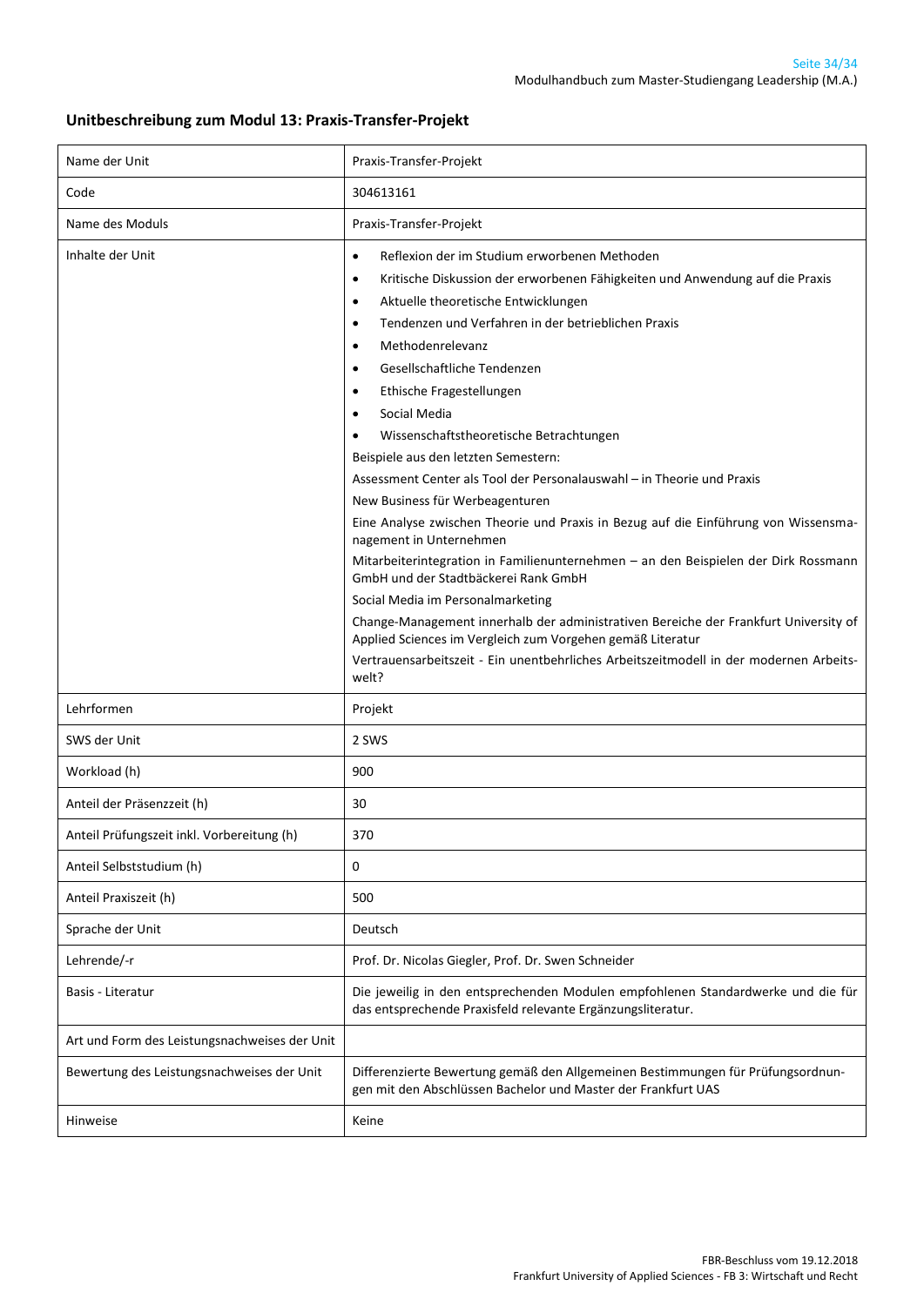## Unitbeschreibung zum Modul 13: Praxis-Transfer-Projekt

| | |
|---|---|
| Name der Unit | Praxis-Transfer-Projekt |
| Code | 304613161 |
| Name des Moduls | Praxis-Transfer-Projekt |
| Inhalte der Unit | • Reflexion der im Studium erworbenen Methoden<br>• Kritische Diskussion der erworbenen Fähigkeiten und Anwendung auf die Praxis<br>• Aktuelle theoretische Entwicklungen<br>• Tendenzen und Verfahren in der betrieblichen Praxis<br>• Methodenrelevanz<br>• Gesellschaftliche Tendenzen<br>• Ethische Fragestellungen<br>• Social Media<br>• Wissenschaftstheoretische Betrachtungen<br>Beispiele aus den letzten Semestern:<br>Assessment Center als Tool der Personalauswahl – in Theorie und Praxis<br>New Business für Werbeagenturen<br>Eine Analyse zwischen Theorie und Praxis in Bezug auf die Einführung von Wissensmanagement in Unternehmen<br>Mitarbeiterintegration in Familienunternehmen – an den Beispielen der Dirk Rossmann GmbH und der Stadtbäckerei Rank GmbH<br>Social Media im Personalmarketing<br>Change-Management innerhalb der administrativen Bereiche der Frankfurt University of Applied Sciences im Vergleich zum Vorgehen gemäß Literatur<br>Vertrauensarbeitszeit - Ein unentbehrliches Arbeitszeitmodell in der modernen Arbeitswelt? |
| Lehrformen | Projekt |
| SWS der Unit | 2 SWS |
| Workload (h) | 900 |
| Anteil der Präsenzzeit (h) | 30 |
| Anteil Prüfungszeit inkl. Vorbereitung (h) | 370 |
| Anteil Selbststudium (h) | 0 |
| Anteil Praxiszeit (h) | 500 |
| Sprache der Unit | Deutsch |
| Lehrende/-r | Prof. Dr. Nicolas Giegler, Prof. Dr. Swen Schneider |
| Basis - Literatur | Die jeweilig in den entsprechenden Modulen empfohlenen Standardwerke und die für das entsprechende Praxisfeld relevante Ergänzungsliteratur. |
| Art und Form des Leistungsnachweises der Unit | |
| Bewertung des Leistungsnachweises der Unit | Differenzierte Bewertung gemäß den Allgemeinen Bestimmungen für Prüfungsordnungen mit den Abschlüssen Bachelor und Master der Frankfurt UAS |
| Hinweise | Keine |

FBR-Beschluss vom 19.12.2018
Frankfurt University of Applied Sciences - FB 3: Wirtschaft und Recht